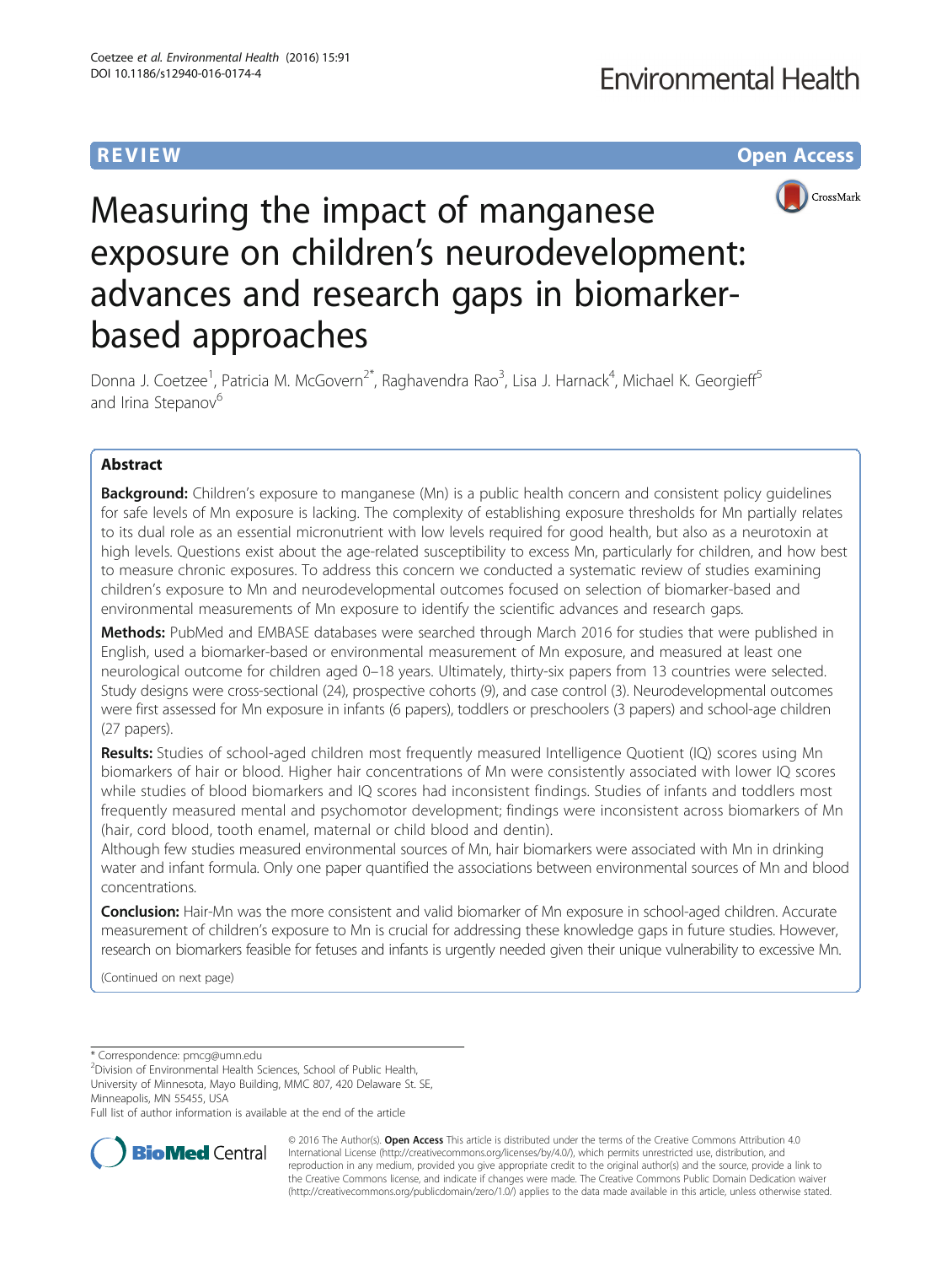REVIEW

Open Access

# Measuring the impact of manganese exposure on children's neurodevelopment: advances and research gaps in biomarker-based approaches

Donna J. Coetzee[1], Patricia M. McGovern[2*], Raghavendra Rao[3], Lisa J. Harnack[4], Michael K. Georgieff[5] and Irina Stepanov[6]

## Abstract

**Background:** Children's exposure to manganese (Mn) is a public health concern and consistent policy guidelines for safe levels of Mn exposure is lacking. The complexity of establishing exposure thresholds for Mn partially relates to its dual role as an essential micronutrient with low levels required for good health, but also as a neurotoxin at high levels. Questions exist about the age-related susceptibility to excess Mn, particularly for children, and how best to measure chronic exposures. To address this concern we conducted a systematic review of studies examining children's exposure to Mn and neurodevelopmental outcomes focused on selection of biomarker-based and environmental measurements of Mn exposure to identify the scientific advances and research gaps.

**Methods:** PubMed and EMBASE databases were searched through March 2016 for studies that were published in English, used a biomarker-based or environmental measurement of Mn exposure, and measured at least one neurological outcome for children aged 0–18 years. Ultimately, thirty-six papers from 13 countries were selected. Study designs were cross-sectional (24), prospective cohorts (9), and case control (3). Neurodevelopmental outcomes were first assessed for Mn exposure in infants (6 papers), toddlers or preschoolers (3 papers) and school-age children (27 papers).

**Results:** Studies of school-aged children most frequently measured Intelligence Quotient (IQ) scores using Mn biomarkers of hair or blood. Higher hair concentrations of Mn were consistently associated with lower IQ scores while studies of blood biomarkers and IQ scores had inconsistent findings. Studies of infants and toddlers most frequently measured mental and psychomotor development; findings were inconsistent across biomarkers of Mn (hair, cord blood, tooth enamel, maternal or child blood and dentin).

Although few studies measured environmental sources of Mn, hair biomarkers were associated with Mn in drinking water and infant formula. Only one paper quantified the associations between environmental sources of Mn and blood concentrations.

**Conclusion:** Hair-Mn was the more consistent and valid biomarker of Mn exposure in school-aged children. Accurate measurement of children's exposure to Mn is crucial for addressing these knowledge gaps in future studies. However, research on biomarkers feasible for fetuses and infants is urgently needed given their unique vulnerability to excessive Mn.

(Continued on next page)

* Correspondence: pmcg@umn.edu
[2]Division of Environmental Health Sciences, School of Public Health, University of Minnesota, Mayo Building, MMC 807, 420 Delaware St. SE, Minneapolis, MN 55455, USA
Full list of author information is available at the end of the article

© 2016 The Author(s). **Open Access** This article is distributed under the terms of the Creative Commons Attribution 4.0 International License (http://creativecommons.org/licenses/by/4.0/), which permits unrestricted use, distribution, and reproduction in any medium, provided you give appropriate credit to the original author(s) and the source, provide a link to the Creative Commons license, and indicate if changes were made. The Creative Commons Public Domain Dedication waiver (http://creativecommons.org/publicdomain/zero/1.0/) applies to the data made available in this article, unless otherwise stated.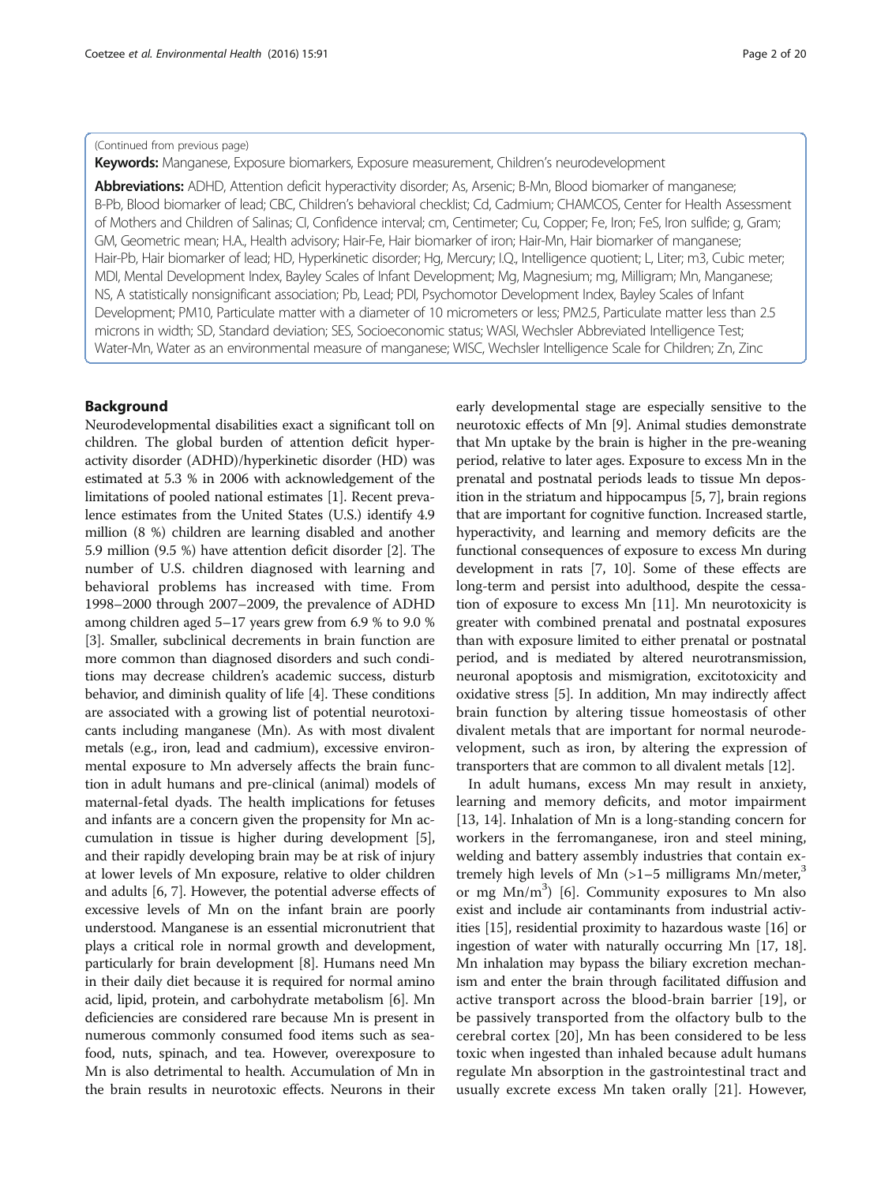(Continued from previous page)

**Keywords:** Manganese, Exposure biomarkers, Exposure measurement, Children's neurodevelopment

**Abbreviations:** ADHD, Attention deficit hyperactivity disorder; As, Arsenic; B-Mn, Blood biomarker of manganese; B-Pb, Blood biomarker of lead; CBC, Children's behavioral checklist; Cd, Cadmium; CHAMCOS, Center for Health Assessment of Mothers and Children of Salinas; CI, Confidence interval; cm, Centimeter; Cu, Copper; Fe, Iron; FeS, Iron sulfide; g, Gram; GM, Geometric mean; H.A., Health advisory; Hair-Fe, Hair biomarker of iron; Hair-Mn, Hair biomarker of manganese; Hair-Pb, Hair biomarker of lead; HD, Hyperkinetic disorder; Hg, Mercury; I.Q., Intelligence quotient; L, Liter; m3, Cubic meter; MDI, Mental Development Index, Bayley Scales of Infant Development; Mg, Magnesium; mg, Milligram; Mn, Manganese; NS, A statistically nonsignificant association; Pb, Lead; PDI, Psychomotor Development Index, Bayley Scales of Infant Development; PM10, Particulate matter with a diameter of 10 micrometers or less; PM2.5, Particulate matter less than 2.5 microns in width; SD, Standard deviation; SES, Socioeconomic status; WASI, Wechsler Abbreviated Intelligence Test; Water-Mn, Water as an environmental measure of manganese; WISC, Wechsler Intelligence Scale for Children; Zn, Zinc

## Background

Neurodevelopmental disabilities exact a significant toll on children. The global burden of attention deficit hyperactivity disorder (ADHD)/hyperkinetic disorder (HD) was estimated at 5.3 % in 2006 with acknowledgement of the limitations of pooled national estimates [1]. Recent prevalence estimates from the United States (U.S.) identify 4.9 million (8 %) children are learning disabled and another 5.9 million (9.5 %) have attention deficit disorder [2]. The number of U.S. children diagnosed with learning and behavioral problems has increased with time. From 1998–2000 through 2007–2009, the prevalence of ADHD among children aged 5–17 years grew from 6.9 % to 9.0 % [3]. Smaller, subclinical decrements in brain function are more common than diagnosed disorders and such conditions may decrease children's academic success, disturb behavior, and diminish quality of life [4]. These conditions are associated with a growing list of potential neurotoxicants including manganese (Mn). As with most divalent metals (e.g., iron, lead and cadmium), excessive environmental exposure to Mn adversely affects the brain function in adult humans and pre-clinical (animal) models of maternal-fetal dyads. The health implications for fetuses and infants are a concern given the propensity for Mn accumulation in tissue is higher during development [5], and their rapidly developing brain may be at risk of injury at lower levels of Mn exposure, relative to older children and adults [6, 7]. However, the potential adverse effects of excessive levels of Mn on the infant brain are poorly understood. Manganese is an essential micronutrient that plays a critical role in normal growth and development, particularly for brain development [8]. Humans need Mn in their daily diet because it is required for normal amino acid, lipid, protein, and carbohydrate metabolism [6]. Mn deficiencies are considered rare because Mn is present in numerous commonly consumed food items such as seafood, nuts, spinach, and tea. However, overexposure to Mn is also detrimental to health. Accumulation of Mn in the brain results in neurotoxic effects. Neurons in their early developmental stage are especially sensitive to the neurotoxic effects of Mn [9]. Animal studies demonstrate that Mn uptake by the brain is higher in the pre-weaning period, relative to later ages. Exposure to excess Mn in the prenatal and postnatal periods leads to tissue Mn deposition in the striatum and hippocampus [5, 7], brain regions that are important for cognitive function. Increased startle, hyperactivity, and learning and memory deficits are the functional consequences of exposure to excess Mn during development in rats [7, 10]. Some of these effects are long-term and persist into adulthood, despite the cessation of exposure to excess Mn [11]. Mn neurotoxicity is greater with combined prenatal and postnatal exposures than with exposure limited to either prenatal or postnatal period, and is mediated by altered neurotransmission, neuronal apoptosis and mismigration, excitotoxicity and oxidative stress [5]. In addition, Mn may indirectly affect brain function by altering tissue homeostasis of other divalent metals that are important for normal neurodevelopment, such as iron, by altering the expression of transporters that are common to all divalent metals [12].

In adult humans, excess Mn may result in anxiety, learning and memory deficits, and motor impairment [13, 14]. Inhalation of Mn is a long-standing concern for workers in the ferromanganese, iron and steel mining, welding and battery assembly industries that contain extremely high levels of Mn (>1–5 milligrams Mn/meter,$^3$ or mg Mn/m$^3$) [6]. Community exposures to Mn also exist and include air contaminants from industrial activities [15], residential proximity to hazardous waste [16] or ingestion of water with naturally occurring Mn [17, 18]. Mn inhalation may bypass the biliary excretion mechanism and enter the brain through facilitated diffusion and active transport across the blood-brain barrier [19], or be passively transported from the olfactory bulb to the cerebral cortex [20], Mn has been considered to be less toxic when ingested than inhaled because adult humans regulate Mn absorption in the gastrointestinal tract and usually excrete excess Mn taken orally [21]. However,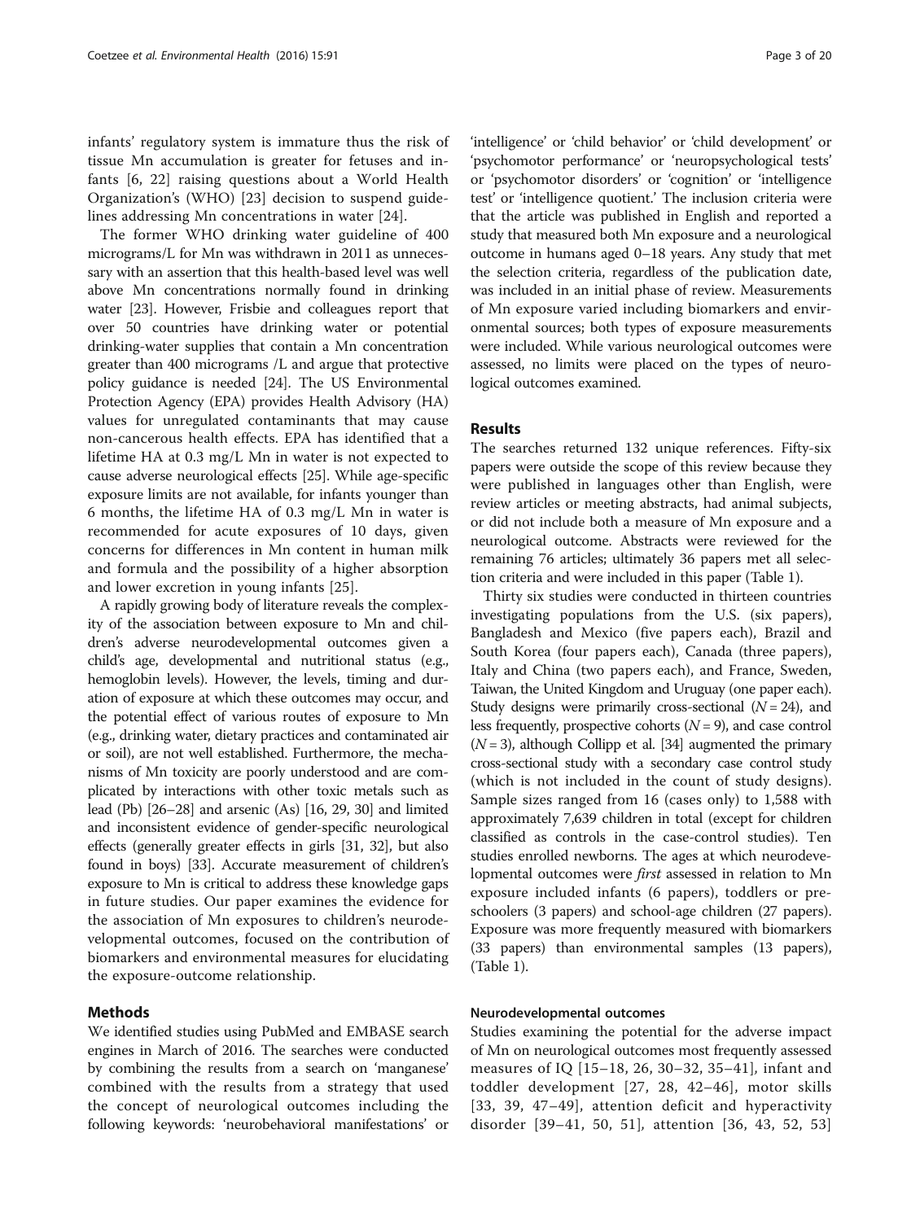infants' regulatory system is immature thus the risk of tissue Mn accumulation is greater for fetuses and infants [6, 22] raising questions about a World Health Organization's (WHO) [23] decision to suspend guidelines addressing Mn concentrations in water [24].

The former WHO drinking water guideline of 400 micrograms/L for Mn was withdrawn in 2011 as unnecessary with an assertion that this health-based level was well above Mn concentrations normally found in drinking water [23]. However, Frisbie and colleagues report that over 50 countries have drinking water or potential drinking-water supplies that contain a Mn concentration greater than 400 micrograms /L and argue that protective policy guidance is needed [24]. The US Environmental Protection Agency (EPA) provides Health Advisory (HA) values for unregulated contaminants that may cause non-cancerous health effects. EPA has identified that a lifetime HA at 0.3 mg/L Mn in water is not expected to cause adverse neurological effects [25]. While age-specific exposure limits are not available, for infants younger than 6 months, the lifetime HA of 0.3 mg/L Mn in water is recommended for acute exposures of 10 days, given concerns for differences in Mn content in human milk and formula and the possibility of a higher absorption and lower excretion in young infants [25].

A rapidly growing body of literature reveals the complexity of the association between exposure to Mn and children's adverse neurodevelopmental outcomes given a child's age, developmental and nutritional status (e.g., hemoglobin levels). However, the levels, timing and duration of exposure at which these outcomes may occur, and the potential effect of various routes of exposure to Mn (e.g., drinking water, dietary practices and contaminated air or soil), are not well established. Furthermore, the mechanisms of Mn toxicity are poorly understood and are complicated by interactions with other toxic metals such as lead (Pb) [26–28] and arsenic (As) [16, 29, 30] and limited and inconsistent evidence of gender-specific neurological effects (generally greater effects in girls [31, 32], but also found in boys) [33]. Accurate measurement of children's exposure to Mn is critical to address these knowledge gaps in future studies. Our paper examines the evidence for the association of Mn exposures to children's neurodevelopmental outcomes, focused on the contribution of biomarkers and environmental measures for elucidating the exposure-outcome relationship.

## Methods

We identified studies using PubMed and EMBASE search engines in March of 2016. The searches were conducted by combining the results from a search on 'manganese' combined with the results from a strategy that used the concept of neurological outcomes including the following keywords: 'neurobehavioral manifestations' or 'intelligence' or 'child behavior' or 'child development' or 'psychomotor performance' or 'neuropsychological tests' or 'psychomotor disorders' or 'cognition' or 'intelligence test' or 'intelligence quotient.' The inclusion criteria were that the article was published in English and reported a study that measured both Mn exposure and a neurological outcome in humans aged 0–18 years. Any study that met the selection criteria, regardless of the publication date, was included in an initial phase of review. Measurements of Mn exposure varied including biomarkers and environmental sources; both types of exposure measurements were included. While various neurological outcomes were assessed, no limits were placed on the types of neurological outcomes examined.

## Results

The searches returned 132 unique references. Fifty-six papers were outside the scope of this review because they were published in languages other than English, were review articles or meeting abstracts, had animal subjects, or did not include both a measure of Mn exposure and a neurological outcome. Abstracts were reviewed for the remaining 76 articles; ultimately 36 papers met all selection criteria and were included in this paper (Table 1).

Thirty six studies were conducted in thirteen countries investigating populations from the U.S. (six papers), Bangladesh and Mexico (five papers each), Brazil and South Korea (four papers each), Canada (three papers), Italy and China (two papers each), and France, Sweden, Taiwan, the United Kingdom and Uruguay (one paper each). Study designs were primarily cross-sectional ($N = 24$), and less frequently, prospective cohorts ($N = 9$), and case control ($N = 3$), although Collipp et al. [34] augmented the primary cross-sectional study with a secondary case control study (which is not included in the count of study designs). Sample sizes ranged from 16 (cases only) to 1,588 with approximately 7,639 children in total (except for children classified as controls in the case-control studies). Ten studies enrolled newborns. The ages at which neurodevelopmental outcomes were *first* assessed in relation to Mn exposure included infants (6 papers), toddlers or preschoolers (3 papers) and school-age children (27 papers). Exposure was more frequently measured with biomarkers (33 papers) than environmental samples (13 papers), (Table 1).

### Neurodevelopmental outcomes

Studies examining the potential for the adverse impact of Mn on neurological outcomes most frequently assessed measures of IQ [15–18, 26, 30–32, 35–41], infant and toddler development [27, 28, 42–46], motor skills [33, 39, 47–49], attention deficit and hyperactivity disorder [39–41, 50, 51], attention [36, 43, 52, 53]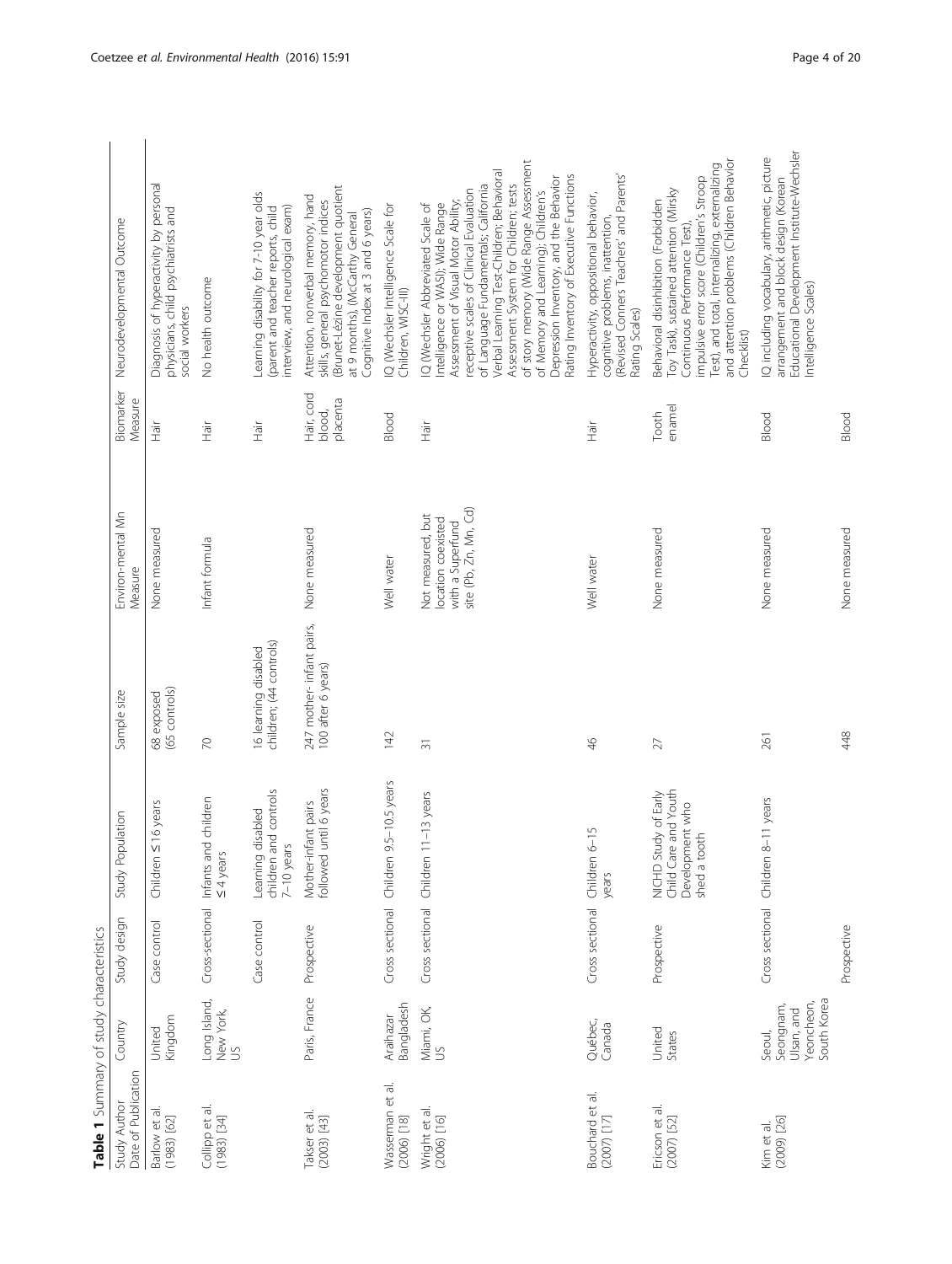**Table 1** Summary of study characteristics

| Study Author Date of Publication | Country | Study design | Study Population | Sample size | Environ-mental Mn Measure | Biomarker Measure | Neurodevelopmental Outcome |
|---|---|---|---|---|---|---|---|
| Barlow et al. (1983) [62] | United Kingdom | Case control | Children ≤ 16 years | 68 exposed (65 controls) | None measured | Hair | Diagnosis of hyperactivity by personal physicians, child psychiatrists and social workers |
| Collipp et al. (1983) [34] | Long Island, New York, US | Cross-sectional | Infants and children ≤ 4 years | 70 | Infant formula | Hair | No health outcome |
| | | Case control | Learning disabled children and controls 7–10 years | 16 learning disabled children; (44 controls) | | Hair | Learning disability for 7-10 year olds (parent and teacher reports, child interview, and neurological exam) |
| Takser et al. (2003) [43] | Paris, France | Prospective | Mother-infant pairs followed until 6 years | 247 mother- infant pairs, 100 after 6 years) | None measured | Hair, cord blood, placenta | Attention, nonverbal memory, hand skills, general psychomotor indices (Brunet-Lézine development quotient at 9 months), (McCarthy General Cognitive Index at 3 and 6 years) |
| Wasserman et al. (2006) [18] | Araihazar Bangladesh | Cross sectional | Children 9.5–10.5 years | 142 | Well water | Blood | IQ (Wechsler Intelligence Scale for Children, WISC-III) |
| Wright et al. (2006) [16] | Miami, OK, US | Cross sectional | Children 11–13 years | 31 | Not measured, but location coexisted with a Superfund site (Pb, Zn, Mn, Cd) | Hair | IQ (Wechsler Abbreviated Scale of Intelligence or WASI); Wide Range Assessment of Visual Motor Ability; receptive scales of Clinical Evaluation of Language Fundamentals; California Verbal Learning Test-Children; Behavioral Assessment System for Children; tests of story memory (Wide Range Assessment of Memory and Learning); Children's Depression Inventory, and the Behavior Rating Inventory of Executive Functions |
| Bouchard et al. (2007) [17] | Québec, Canada | Cross sectional | Children 6–15 years | 46 | Well water | Hair | Hyperactivity, oppositional behavior, cognitive problems, inattention, (Revised Conners Teachers' and Parents' Rating Scales) |
| Ericson et al. (2007) [52] | United States | Prospective | NICHD Study of Early Child Care and Youth Development who shed a tooth | 27 | None measured | Tooth enamel | Behavioral disinhibition (Forbidden Toy Task), sustained attention (Mirsky Continuous Performance Test), impulsive error score (Children's Stroop Test), and total, internalizing, externalizing and attention problems (Children Behavior Checklist) |
| Kim et al. (2009) [26] | Seoul, Seongnam, Ulsan, and Yeoncheon, South Korea | Cross sectional | Children 8–11 years | 261 | None measured | Blood | IQ including vocabulary, arithmetic, picture arrangement and block design (Korean Educational Development Institute-Wechsler Intelligence Scales) |
| | | Prospective | | 448 | None measured | Blood | |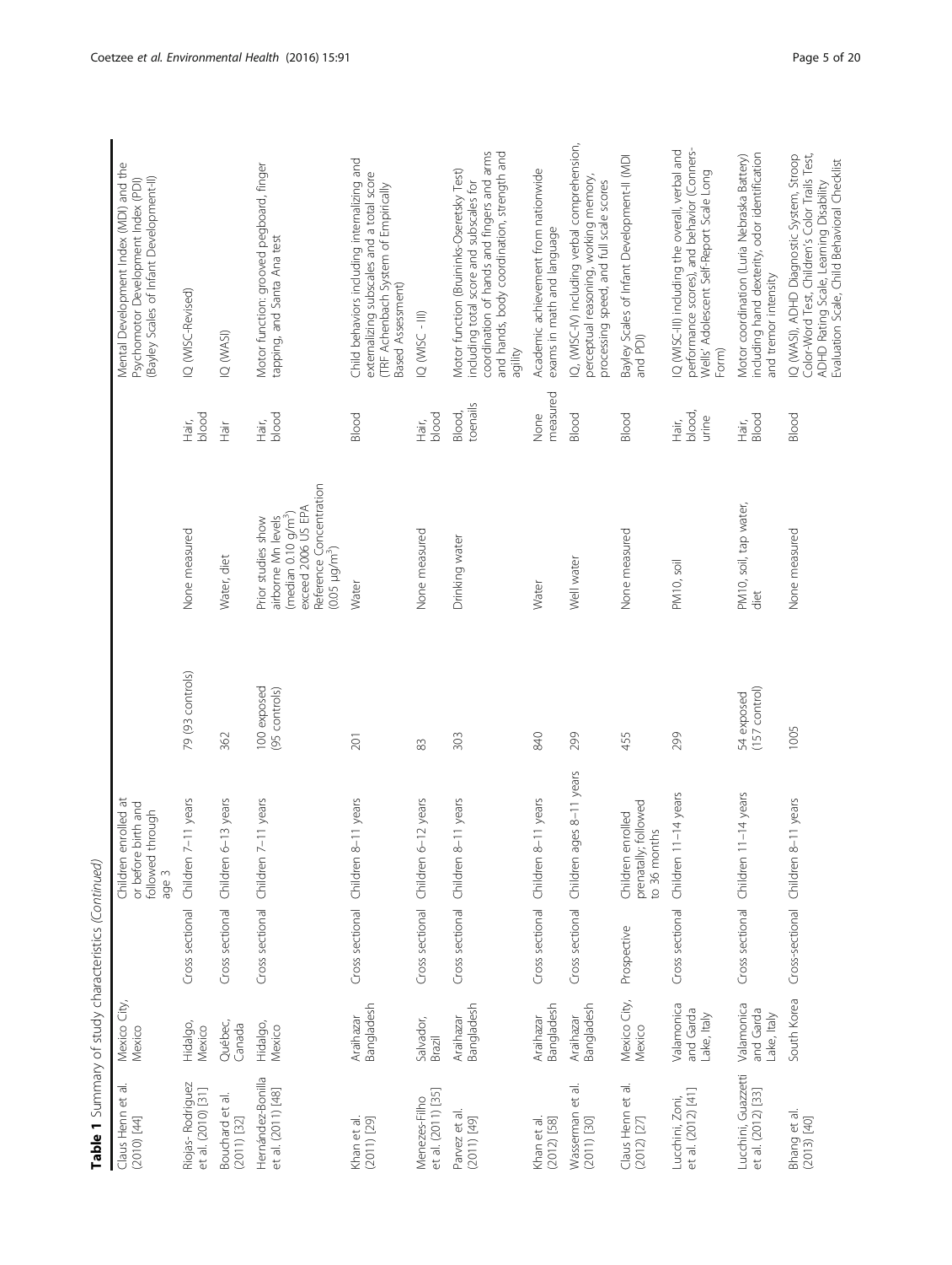**Table 1** Summary of study characteristics *(Continued)*

| | | | | | | | |
|---|---|---|---|---|---|---|---|
| Claus Henn et al. (2010) [44] | Mexico City, Mexico | | Children enrolled at or before birth and followed through age 3 | | | | Mental Development Index (MDI) and the Psychomotor Development Index (PDI) (Bayley Scales of Infant Development-II) |
| Riojas- Rodriguez et al. (2010) [31] | Hidalgo, Mexico | Cross sectional | Children 7–11 years | 79 (93 controls) | None measured | Hair, blood | IQ (WISC-Revised) |
| Bouchard et al. (2011) [32] | Québec, Canada | Cross sectional | Children 6–13 years | 362 | Water, diet | Hair | IQ (WASI) |
| Hernández-Bonilla et al. (2011) [48] | Hidalgo, Mexico | Cross sectional | Children 7–11 years | 100 exposed (95 controls) | Prior studies show airborne Mn levels (median 0.10 g/m$^3$) exceed 2006 US EPA Reference Concentration (0.05 μg/m$^3$) | Hair, blood | Motor function: grooved pegboard, finger tapping, and Santa Ana test |
| Khan et al. (2011) [29] | Araihazar Bangladesh | Cross sectional | Children 8–11 years | 201 | Water | Blood | Child behaviors including internalizing and externalizing subscales and a total score (TRF Achenbach System of Empirically Based Assessment) |
| Menezes-Filho et al. (2011) [35] | Salvador, Brazil | Cross sectional | Children 6–12 years | 83 | None measured | Hair, blood | IQ (WISC - III) |
| Parvez et al. (2011) [49] | Araihazar Bangladesh | Cross sectional | Children 8–11 years | 303 | Drinking water | Blood, toenails | Motor function (Bruininks-Oseretsky Test) including total score and subscales for coordination of hands and fingers and arms and hands, body coordination, strength and agility |
| Khan et al. (2012) [58] | Araihazar Bangladesh | Cross sectional | Children 8–11 years | 840 | Water | None measured | Academic achievement from nationwide exams in math and language |
| Wasserman et al. (2011) [30] | Araihazar, Bangladesh | Cross sectional | Children ages 8–11 years | 299 | Well water | Blood | IQ, (WISC-IV) including verbal comprehension, perceptual reasoning, working memory, processing speed, and full scale scores |
| Claus Henn et al. (2012) [27] | Mexico City, Mexico | Prospective | Children enrolled prenatally; followed to 36 months | 455 | None measured | Blood | Bayley Scales of Infant Development-II (MDI and PDI) |
| Lucchini, Zoni, et al. (2012) [41] | Valamonica and Garda Lake, Italy | Cross sectional | Children 11–14 years | 299 | PM10, soil | Hair, blood, urine | IQ (WISC-III) including the overall, verbal and performance scores), and behavior (Conners-Wells' Adolescent Self-Report Scale Long Form) |
| Lucchini, Guazzetti et al. (2012) [33] | Valamonica and Garda Lake, Italy | Cross sectional | Children 11–14 years | 54 exposed (157 control) | PM10, soil, tap water, diet | Hair, Blood | Motor coordination (Luria Nebraska Battery) including hand dexterity, odor identification and tremor intensity |
| Bhang et al. (2013) [40] | South Korea | Cross-sectional | Children 8–11 years | 1005 | None measured | Blood | IQ (WASI), ADHD Diagnostic System, Stroop Color-Word Test, Children's Color Trails Test, ADHD Rating Scale, Learning Disability Evaluation Scale, Child Behavioral Checklist |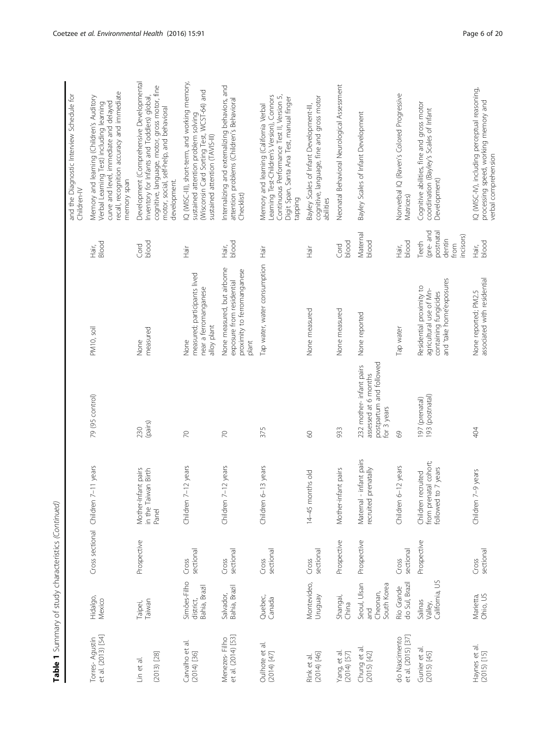**Table 1** Summary of study characteristics *(Continued)*

| | | | | | | | | |
|---|---|---|---|---|---|---|---|---|
| | | | | | | | | and the Diagnostic Interview Schedule for Children-IV |
| Torres- Agustín et al. (2013) [54] | Hidalgo, Mexico | Cross sectional | Children 7–11 years | 79 (95 control) | PM10, soil | Hair, Blood | Memory and learning (Children's Auditory Verbal Learning Test) including learning curve and level, immediate and delayed recall, recognition accuracy and immediate memory span |
| Lin et al. (2013) [28] | Taipei, Taiwan | Prospective | Mother-Infant pairs in the Taiwan Birth Panel | 230 (pairs) | None measured | Cord blood | Development (Comprehensive Developmental Inventory for Infants and Toddlers) global, cognitive, language, motor, gross motor, fine motor, social, self-help, and behavioral development. |
| Carvalho et al. (2014) [36] | Simões-Filho district, Bahia, Brazil | Cross sectional | Children 7–12 years | 70 | None measured; participants lived near a ferromanganese alloy plant | Hair | IQ (WISC-III), short-term, and working memory, sustained attention problem solving (Wisconsin Card Sorting Test, WCST-64) and sustained attention (TAVIS-III) |
| Menezes- Filho et al. (2014) [53] | Salvador, Bahia, Brazil | Cross sectional | Children 7–12 years | 70 | None measured, but airborne exposure from residential proximity to ferromanganese plant | Hair, blood | Internalizing and externalizing behaviors, and attention problems (Children's Behavioral Checklist) |
| Oulhote et al. (2014) [47] | Quebec, Canada | Cross sectional | Children 6–13 years | 375 | Tap water, water consumption | Hair | Memory and learning (California Verbal Learning Test-Children's Version), Connors Continuous Performance Test II, Version 5, Digit Span, Santa Ana Test, manual finger tapping |
| Rink et al. (2014) [46] | Montevideo, Uruguay | Cross sectional | 14–45 months old | 60 | None measured | Hair | Bayley Scales of Infant Development-III, cognitive, language, fine and gross motor abilities |
| Yang, et al. (2014) [57] | Shangai, China | Prospective | Mother-infant pairs | 933 | None measured | Cord blood | Neonatal Behavioral Neurological Assessment |
| Chung et al. (2015) [42] | Seoul, Ulsan and Cheonan, South Korea | Prospective | Maternal - infant pairs recruited prenatally | 232 mother- infant pairs assessed at 6 months postpartum and followed for 3 years | None reported | Maternal blood | Bayley Scales of Infant Development |
| do Nascimento et al. (2015) [37] | Rio Grande do Sul, Brazil | Cross sectional | Children 6–12 years | 69 | Tap water | Hair, blood | Nonverbal IQ (Raven's Colored Progressive Matrices) |
| Gunier et al. (2015) [45] | Salinas Valley, California, US | Prospective | Children recruited from prenatal cohort; followed to 7 years | 197 (prenatal) 193 (postnatal) | Residential proximity to agricultural use of Mn-containing fungicides and 'take home'exposures | Teeth (pre- and postnatal dentin from incisors) | Cognitive abilities, fine and gross motor coordination (Bayley's Scales of Infant Development) |
| Haynes et al. (2015) [15] | Marietta, Ohio, US | Cross sectional | Children 7–9 years | 404 | None reported; PM2.5 associated with residential | Hair, blood | IQ (WISC-IV), including perceptual reasoning, processing speed, working memory and verbal comprehension |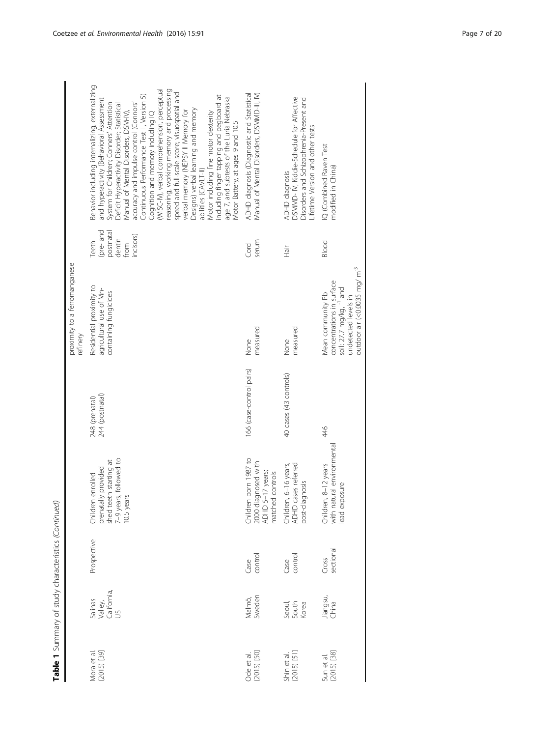**Table 1** Summary of study characteristics *(Continued)*

| | | | | | | | |
|---|---|---|---|---|---|---|---|
| | | | | | proximity to a ferromanganese refinery | | |
| Mora et al. (2015) [39] | Salinas Valley, California, US | Prospective | Children enrolled prenatally provided shed teeth starting at 7–9 years, followed to 10.5 years | 248 (prenatal) 244 (postnatal) | Residential proximity to agricultural use of Mn-containing fungicides | Teeth (pre- and postnatal dentin from incisors) | Behavior including internalizing, externalizing and hyperactivity (Behavioral Assessment System for Children; Conners' Attention Deficit Hyperactivity Disorder; Statistical Manual of Mental Disorders, DSM-IV), accuracy and impulse control (Connors' Continuous Performance Test II, Version 5) Cognition and memory including IQ (WISC-IV), verbal comprehension, perceptual reasoning, working memory and processing speed and full-scale score; visuospatial and verbal memory (NEPSY II Memory for Designs) verbal learning and memory abilities (CAVLT-I) Motor including fine motor dexterity including finger tapping and pegboard at age 7, and subtests of the Luria Nebraska Motor Battery, at ages 9 and 10.5 |
| Ode et al. (2015) [50] | Malmö, Sweden | Case control | Children born 1987 to 2000 diagnosed with ADHD 5–17 years; matched controls | 166 (case-control pairs) | None measured | Cord serum | ADHD diagnosis (Diagnostic and Statistical Manual of Mental Disorders, DSMMD-III, IV) |
| Shin et al. (2015) [51] | Seoul, South Korea | Case control | Children, 6–16 years, ADHD cases referred post-diagnosis | 40 cases (43 controls) | None measured | Hair | ADHD diagnosis DSMMD- IV, Kiddie-Schedule for Affective Disorders and Schizophrenia-Present and Lifetime Version and other tests |
| Sun et al. (2015) [38] | Jiangsu, China | Cross sectional | Children, 8–12 years with natural environmental lead exposure | 446 | Mean community Pb concentrations in surface soil: 27.7 mg/kg, $^{-1}$ and undetected levels in outdoor air (<0.0035 mg/ m$^{-3}$ | Blood | IQ (Combined Raven Test modified in China) |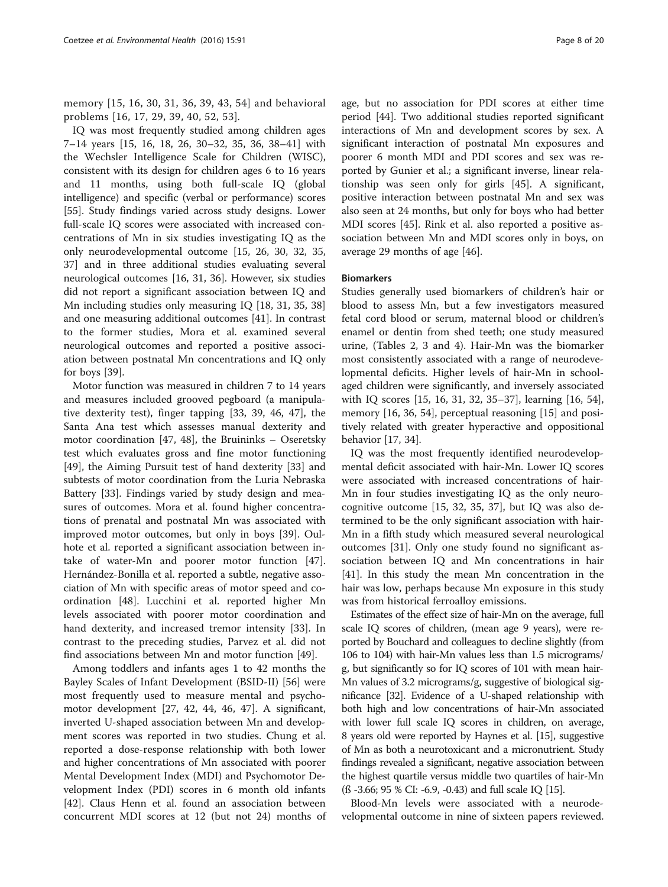memory [15, 16, 30, 31, 36, 39, 43, 54] and behavioral problems [16, 17, 29, 39, 40, 52, 53].

IQ was most frequently studied among children ages 7–14 years [15, 16, 18, 26, 30–32, 35, 36, 38–41] with the Wechsler Intelligence Scale for Children (WISC), consistent with its design for children ages 6 to 16 years and 11 months, using both full-scale IQ (global intelligence) and specific (verbal or performance) scores [55]. Study findings varied across study designs. Lower full-scale IQ scores were associated with increased concentrations of Mn in six studies investigating IQ as the only neurodevelopmental outcome [15, 26, 30, 32, 35, 37] and in three additional studies evaluating several neurological outcomes [16, 31, 36]. However, six studies did not report a significant association between IQ and Mn including studies only measuring IQ [18, 31, 35, 38] and one measuring additional outcomes [41]. In contrast to the former studies, Mora et al. examined several neurological outcomes and reported a positive association between postnatal Mn concentrations and IQ only for boys [39].

Motor function was measured in children 7 to 14 years and measures included grooved pegboard (a manipulative dexterity test), finger tapping [33, 39, 46, 47], the Santa Ana test which assesses manual dexterity and motor coordination [47, 48], the Bruininks – Oseretsky test which evaluates gross and fine motor functioning [49], the Aiming Pursuit test of hand dexterity [33] and subtests of motor coordination from the Luria Nebraska Battery [33]. Findings varied by study design and measures of outcomes. Mora et al. found higher concentrations of prenatal and postnatal Mn was associated with improved motor outcomes, but only in boys [39]. Oulhote et al. reported a significant association between intake of water-Mn and poorer motor function [47]. Hernández-Bonilla et al. reported a subtle, negative association of Mn with specific areas of motor speed and coordination [48]. Lucchini et al. reported higher Mn levels associated with poorer motor coordination and hand dexterity, and increased tremor intensity [33]. In contrast to the preceding studies, Parvez et al. did not find associations between Mn and motor function [49].

Among toddlers and infants ages 1 to 42 months the Bayley Scales of Infant Development (BSID-II) [56] were most frequently used to measure mental and psychomotor development [27, 42, 44, 46, 47]. A significant, inverted U-shaped association between Mn and development scores was reported in two studies. Chung et al. reported a dose-response relationship with both lower and higher concentrations of Mn associated with poorer Mental Development Index (MDI) and Psychomotor Development Index (PDI) scores in 6 month old infants [42]. Claus Henn et al. found an association between concurrent MDI scores at 12 (but not 24) months of age, but no association for PDI scores at either time period [44]. Two additional studies reported significant interactions of Mn and development scores by sex. A significant interaction of postnatal Mn exposures and poorer 6 month MDI and PDI scores and sex was reported by Gunier et al.; a significant inverse, linear relationship was seen only for girls [45]. A significant, positive interaction between postnatal Mn and sex was also seen at 24 months, but only for boys who had better MDI scores [45]. Rink et al. also reported a positive association between Mn and MDI scores only in boys, on average 29 months of age [46].

### Biomarkers

Studies generally used biomarkers of children's hair or blood to assess Mn, but a few investigators measured fetal cord blood or serum, maternal blood or children's enamel or dentin from shed teeth; one study measured urine, (Tables 2, 3 and 4). Hair-Mn was the biomarker most consistently associated with a range of neurodevelopmental deficits. Higher levels of hair-Mn in school-aged children were significantly, and inversely associated with IQ scores [15, 16, 31, 32, 35–37], learning [16, 54], memory [16, 36, 54], perceptual reasoning [15] and positively related with greater hyperactive and oppositional behavior [17, 34].

IQ was the most frequently identified neurodevelopmental deficit associated with hair-Mn. Lower IQ scores were associated with increased concentrations of hair-Mn in four studies investigating IQ as the only neurocognitive outcome [15, 32, 35, 37], but IQ was also determined to be the only significant association with hair-Mn in a fifth study which measured several neurological outcomes [31]. Only one study found no significant association between IQ and Mn concentrations in hair [41]. In this study the mean Mn concentration in the hair was low, perhaps because Mn exposure in this study was from historical ferroalloy emissions.

Estimates of the effect size of hair-Mn on the average, full scale IQ scores of children, (mean age 9 years), were reported by Bouchard and colleagues to decline slightly (from 106 to 104) with hair-Mn values less than 1.5 micrograms/g, but significantly so for IQ scores of 101 with mean hair-Mn values of 3.2 micrograms/g, suggestive of biological significance [32]. Evidence of a U-shaped relationship with both high and low concentrations of hair-Mn associated with lower full scale IQ scores in children, on average, 8 years old were reported by Haynes et al. [15], suggestive of Mn as both a neurotoxicant and a micronutrient. Study findings revealed a significant, negative association between the highest quartile versus middle two quartiles of hair-Mn (ß -3.66; 95 % CI: -6.9, -0.43) and full scale IQ [15].

Blood-Mn levels were associated with a neurodevelopmental outcome in nine of sixteen papers reviewed.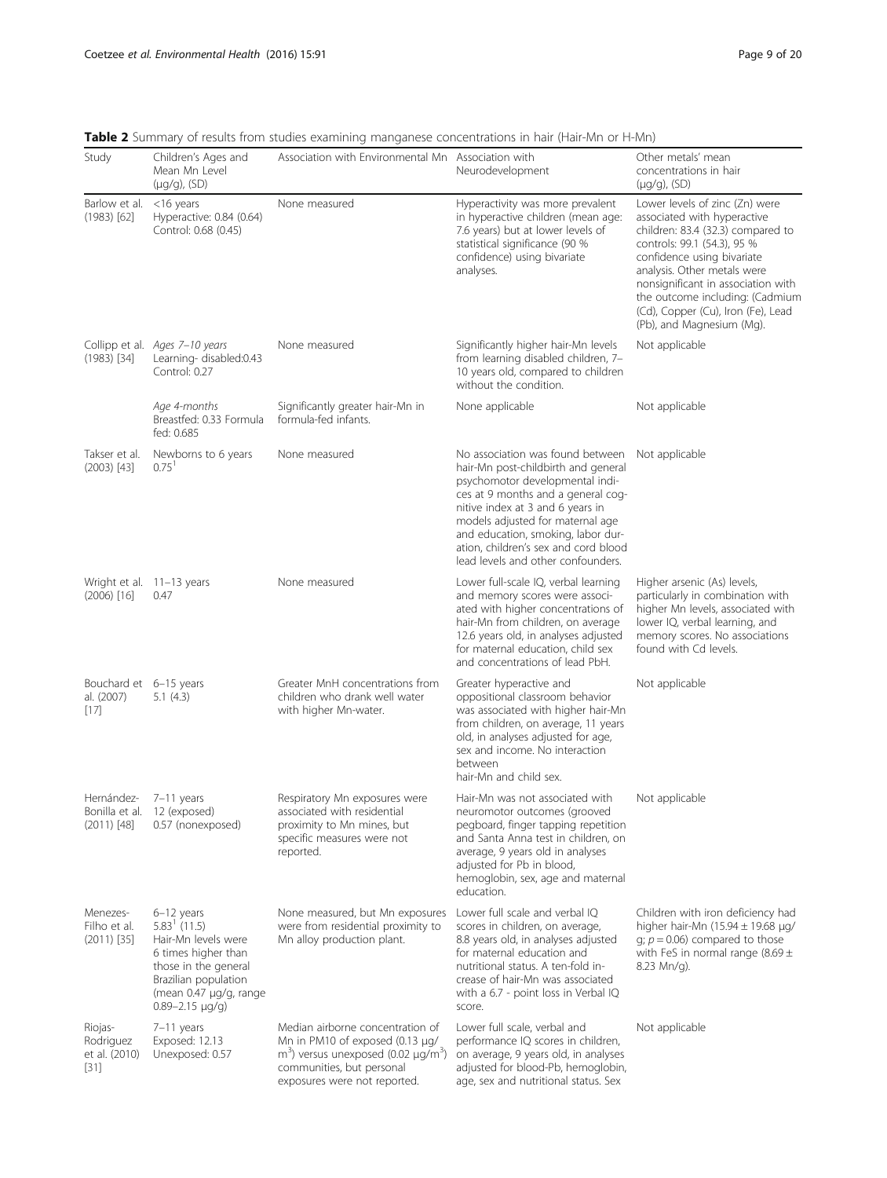**Table 2** Summary of results from studies examining manganese concentrations in hair (Hair-Mn or H-Mn)

| Study | Children's Ages and Mean Mn Level (µg/g), (SD) | Association with Environmental Mn | Association with Neurodevelopment | Other metals' mean concentrations in hair (µg/g), (SD) |
|---|---|---|---|---|
| Barlow et al. (1983) [62] | <16 years Hyperactive: 0.84 (0.64) Control: 0.68 (0.45) | None measured | Hyperactivity was more prevalent in hyperactive children (mean age: 7.6 years) but at lower levels of statistical significance (90 % confidence) using bivariate analyses. | Lower levels of zinc (Zn) were associated with hyperactive children: 83.4 (32.3) compared to controls: 99.1 (54.3), 95 % confidence using bivariate analysis. Other metals were nonsignificant in association with the outcome including: (Cadmium (Cd), Copper (Cu), Iron (Fe), Lead (Pb), and Magnesium (Mg). |
| Collipp et al. (1983) [34] | *Ages 7–10 years* Learning- disabled:0.43 Control: 0.27 | None measured | Significantly higher hair-Mn levels from learning disabled children, 7–10 years old, compared to children without the condition. | Not applicable |
| | *Age 4-months* Breastfed: 0.33 Formula fed: 0.685 | Significantly greater hair-Mn in formula-fed infants. | None applicable | Not applicable |
| Takser et al. (2003) [43] | Newborns to 6 years $0.75^{1}$ | None measured | No association was found between hair-Mn post-childbirth and general psychomotor developmental indices at 9 months and a general cognitive index at 3 and 6 years in models adjusted for maternal age and education, smoking, labor duration, children's sex and cord blood lead levels and other confounders. | Not applicable |
| Wright et al. (2006) [16] | 11–13 years 0.47 | None measured | Lower full-scale IQ, verbal learning and memory scores were associated with higher concentrations of hair-Mn from children, on average 12.6 years old, in analyses adjusted for maternal education, child sex and concentrations of lead PbH. | Higher arsenic (As) levels, particularly in combination with higher Mn levels, associated with lower IQ, verbal learning, and memory scores. No associations found with Cd levels. |
| Bouchard et al. (2007) [17] | 6–15 years 5.1 (4.3) | Greater MnH concentrations from children who drank well water with higher Mn-water. | Greater hyperactive and oppositional classroom behavior was associated with higher hair-Mn from children, on average, 11 years old, in analyses adjusted for age, sex and income. No interaction between hair-Mn and child sex. | Not applicable |
| Hernández-Bonilla et al. (2011) [48] | 7–11 years 12 (exposed) 0.57 (nonexposed) | Respiratory Mn exposures were associated with residential proximity to Mn mines, but specific measures were not reported. | Hair-Mn was not associated with neuromotor outcomes (grooved pegboard, finger tapping repetition and Santa Anna test in children, on average, 9 years old in analyses adjusted for Pb in blood, hemoglobin, sex, age and maternal education. | Not applicable |
| Menezes-Filho et al. (2011) [35] | 6–12 years $5.83^{1}$ (11.5) Hair-Mn levels were 6 times higher than those in the general Brazilian population (mean 0.47 µg/g, range 0.89–2.15 µg/g) | None measured, but Mn exposures were from residential proximity to Mn alloy production plant. | Lower full scale and verbal IQ scores in children, on average, 8.8 years old, in analyses adjusted for maternal education and nutritional status. A ten-fold increase of hair-Mn was associated with a 6.7 - point loss in Verbal IQ score. | Children with iron deficiency had higher hair-Mn (15.94 ± 19.68 µg/g; $p = 0.06$) compared to those with FeS in normal range (8.69 ± 8.23 Mn/g). |
| Riojas-Rodriguez et al. (2010) [31] | 7–11 years Exposed: 12.13 Unexposed: 0.57 | Median airborne concentration of Mn in PM10 of exposed (0.13 µg/$m^3$) versus unexposed (0.02 µg/$m^3$) communities, but personal exposures were not reported. | Lower full scale, verbal and performance IQ scores in children, on average, 9 years old, in analyses adjusted for blood-Pb, hemoglobin, age, sex and nutritional status. Sex | Not applicable |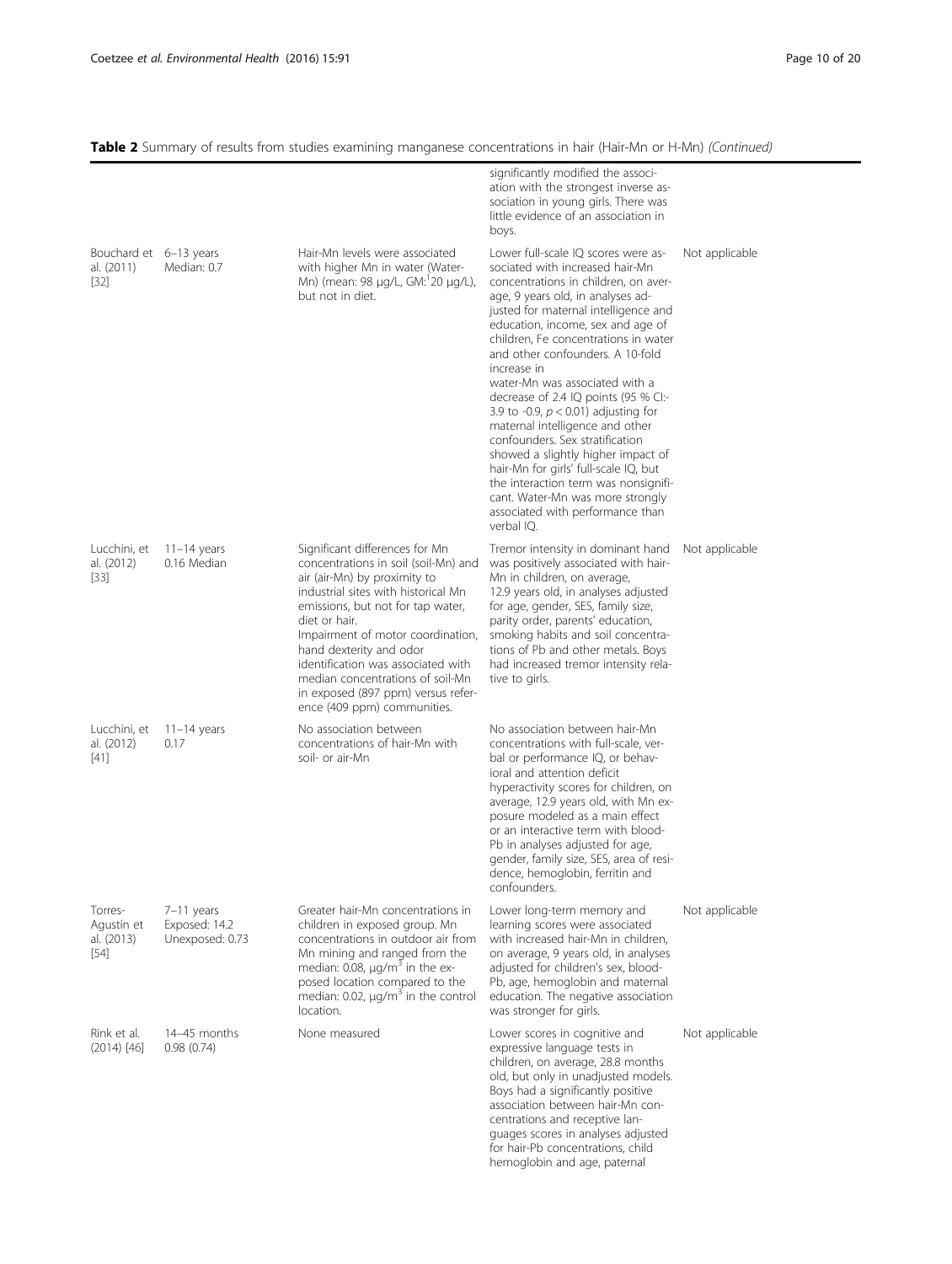**Table 2** Summary of results from studies examining manganese concentrations in hair (Hair-Mn or H-Mn) *(Continued)*

| | | | | |
|---|---|---|---|---|
| | | | significantly modified the association with the strongest inverse association in young girls. There was little evidence of an association in boys. | |
| Bouchard et al. (2011) [32] | 6–13 years Median: 0.7 | Hair-Mn levels were associated with higher Mn in water (Water-Mn) (mean: 98 μg/L, GM:[1]20 μg/L), but not in diet. | Lower full-scale IQ scores were associated with increased hair-Mn concentrations in children, on average, 9 years old, in analyses adjusted for maternal intelligence and education, income, sex and age of children, Fe concentrations in water and other confounders. A 10-fold increase in water-Mn was associated with a decrease of 2.4 IQ points (95 % CI:-3.9 to -0.9, $p < 0.01$) adjusting for maternal intelligence and other confounders. Sex stratification showed a slightly higher impact of hair-Mn for girls' full-scale IQ, but the interaction term was nonsignificant. Water-Mn was more strongly associated with performance than verbal IQ. | Not applicable |
| Lucchini, et al. (2012) [33] | 11–14 years 0.16 Median | Significant differences for Mn concentrations in soil (soil-Mn) and air (air-Mn) by proximity to industrial sites with historical Mn emissions, but not for tap water, diet or hair. Impairment of motor coordination, hand dexterity and odor identification was associated with median concentrations of soil-Mn in exposed (897 ppm) versus reference (409 ppm) communities. | Tremor intensity in dominant hand was positively associated with hair-Mn in children, on average, 12.9 years old, in analyses adjusted for age, gender, SES, family size, parity order, parents' education, smoking habits and soil concentrations of Pb and other metals. Boys had increased tremor intensity relative to girls. | Not applicable |
| Lucchini, et al. (2012) [41] | 11–14 years 0.17 | No association between concentrations of hair-Mn with soil- or air-Mn | No association between hair-Mn concentrations with full-scale, verbal or performance IQ, or behavioral and attention deficit hyperactivity scores for children, on average, 12.9 years old, with Mn exposure modeled as a main effect or an interactive term with blood-Pb in analyses adjusted for age, gender, family size, SES, area of residence, hemoglobin, ferritin and confounders. | |
| Torres-Agustín et al. (2013) [54] | 7–11 years Exposed: 14.2 Unexposed: 0.73 | Greater hair-Mn concentrations in children in exposed group. Mn concentrations in outdoor air from Mn mining and ranged from the median: 0.08, μg/m$^3$ in the exposed location compared to the median: 0.02, μg/m$^3$ in the control location. | Lower long-term memory and learning scores were associated with increased hair-Mn in children, on average, 9 years old, in analyses adjusted for children's sex, blood-Pb, age, hemoglobin and maternal education. The negative association was stronger for girls. | Not applicable |
| Rink et al. (2014) [46] | 14–45 months 0.98 (0.74) | None measured | Lower scores in cognitive and expressive language tests in children, on average, 28.8 months old, but only in unadjusted models. Boys had a significantly positive association between hair-Mn concentrations and receptive languages scores in analyses adjusted for hair-Pb concentrations, child hemoglobin and age, paternal | Not applicable |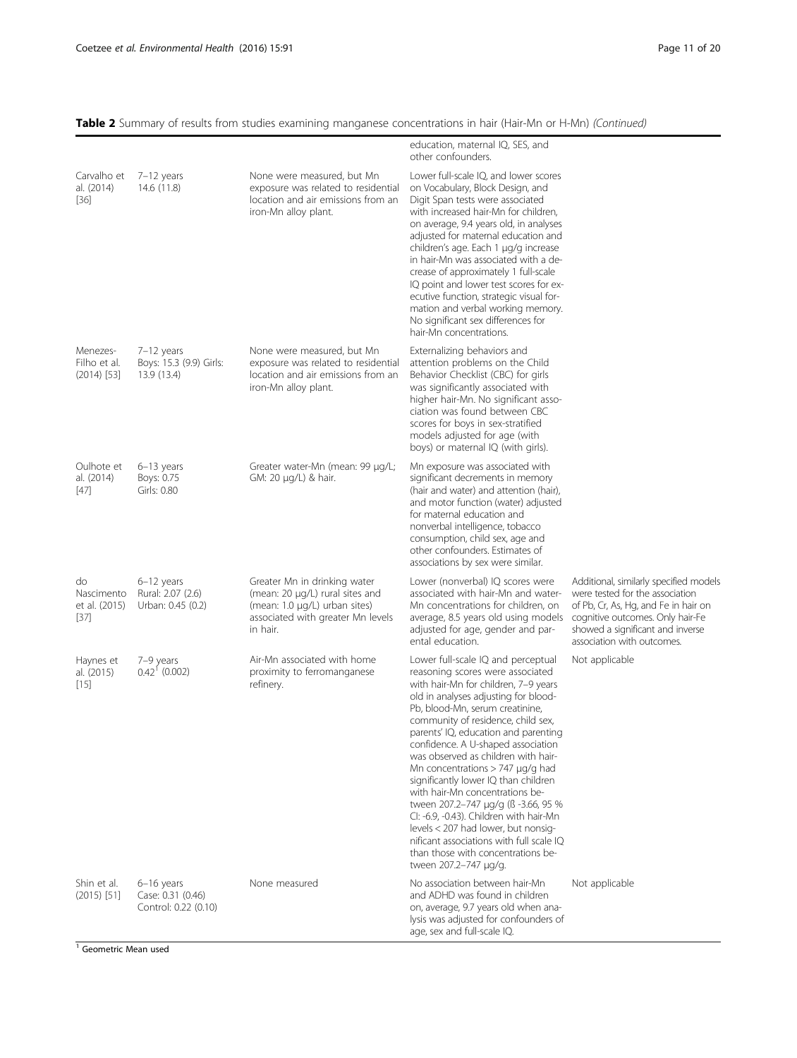**Table 2** Summary of results from studies examining manganese concentrations in hair (Hair-Mn or H-Mn) *(Continued)*

| | | | | |
|---|---|---|---|---|
| | | | education, maternal IQ, SES, and other confounders. | |
| Carvalho et al. (2014) [36] | 7–12 years 14.6 (11.8) | None were measured, but Mn exposure was related to residential location and air emissions from an iron-Mn alloy plant. | Lower full-scale IQ, and lower scores on Vocabulary, Block Design, and Digit Span tests were associated with increased hair-Mn for children, on average, 9.4 years old, in analyses adjusted for maternal education and children's age. Each 1 μg/g increase in hair-Mn was associated with a decrease of approximately 1 full-scale IQ point and lower test scores for executive function, strategic visual formation and verbal working memory. No significant sex differences for hair-Mn concentrations. | |
| Menezes-Filho et al. (2014) [53] | 7–12 years Boys: 15.3 (9.9) Girls: 13.9 (13.4) | None were measured, but Mn exposure was related to residential location and air emissions from an iron-Mn alloy plant. | Externalizing behaviors and attention problems on the Child Behavior Checklist (CBC) for girls was significantly associated with higher hair-Mn. No significant association was found between CBC scores for boys in sex-stratified models adjusted for age (with boys) or maternal IQ (with girls). | |
| Oulhote et al. (2014) [47] | 6–13 years Boys: 0.75 Girls: 0.80 | Greater water-Mn (mean: 99 μg/L; GM: 20 μg/L) & hair. | Mn exposure was associated with significant decrements in memory (hair and water) and attention (hair), and motor function (water) adjusted for maternal education and nonverbal intelligence, tobacco consumption, child sex, age and other confounders. Estimates of associations by sex were similar. | |
| do Nascimento et al. (2015) [37] | 6–12 years Rural: 2.07 (2.6) Urban: 0.45 (0.2) | Greater Mn in drinking water (mean: 20 μg/L) rural sites and (mean: 1.0 μg/L) urban sites) associated with greater Mn levels in hair. | Lower (nonverbal) IQ scores were associated with hair-Mn and water-Mn concentrations for children, on average, 8.5 years old using models adjusted for age, gender and parental education. | Additional, similarly specified models were tested for the association of Pb, Cr, As, Hg, and Fe in hair on cognitive outcomes. Only hair-Fe showed a significant and inverse association with outcomes. |
| Haynes et al. (2015) [15] | 7–9 years 0.42[1] (0.002) | Air-Mn associated with home proximity to ferromanganese refinery. | Lower full-scale IQ and perceptual reasoning scores were associated with hair-Mn for children, 7–9 years old in analyses adjusting for blood-Pb, blood-Mn, serum creatinine, community of residence, child sex, parents' IQ, education and parenting confidence. A U-shaped association was observed as children with hair-Mn concentrations > 747 μg/g had significantly lower IQ than children with hair-Mn concentrations between 207.2–747 μg/g (ß -3.66, 95 % CI: -6.9, -0.43). Children with hair-Mn levels < 207 had lower, but nonsignificant associations with full scale IQ than those with concentrations between 207.2–747 μg/g. | Not applicable |
| Shin et al. (2015) [51] | 6–16 years Case: 0.31 (0.46) Control: 0.22 (0.10) | None measured | No association between hair-Mn and ADHD was found in children on, average, 9.7 years old when analysis was adjusted for confounders of age, sex and full-scale IQ. | Not applicable |

[1] Geometric Mean used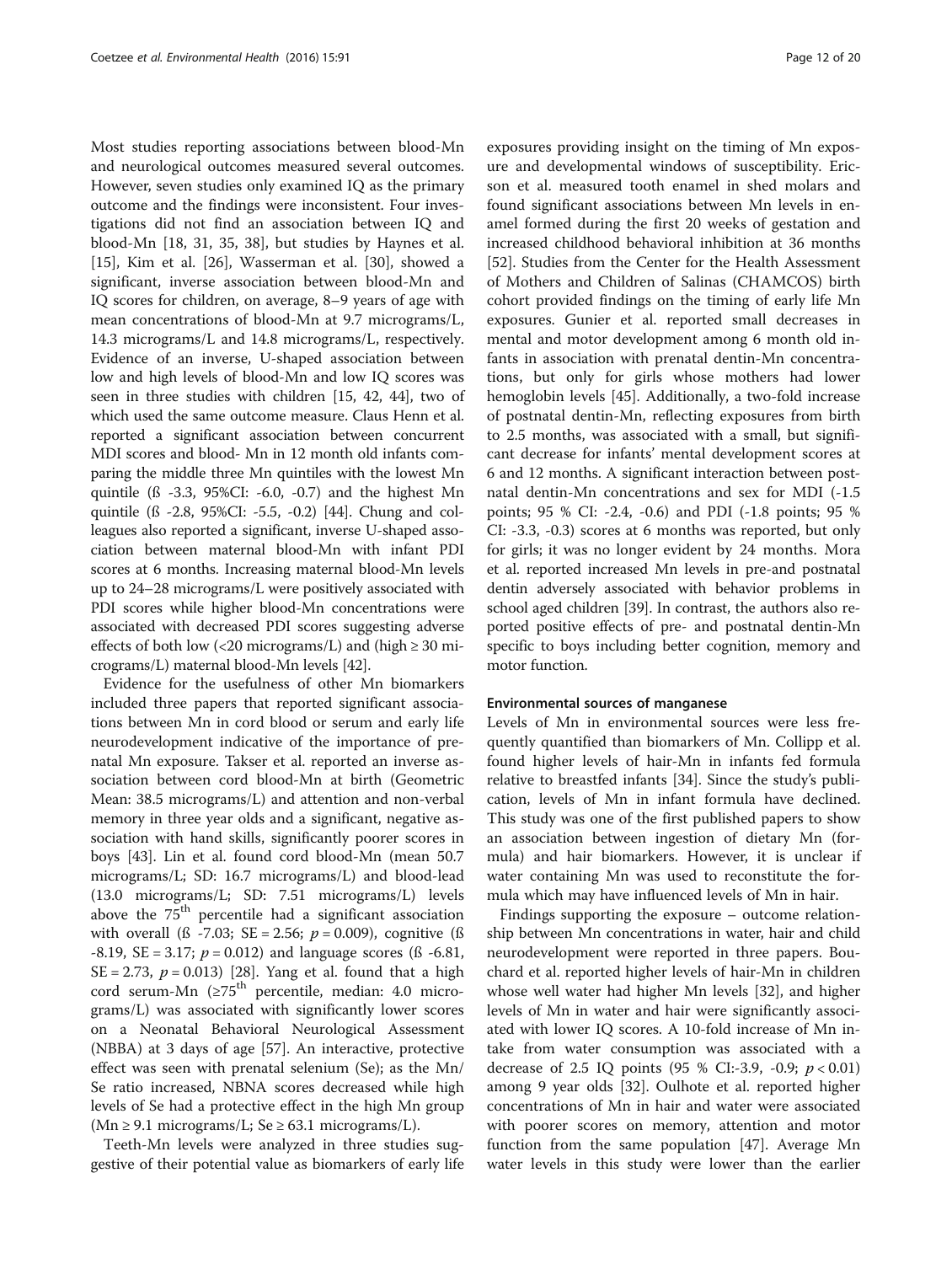Most studies reporting associations between blood-Mn and neurological outcomes measured several outcomes. However, seven studies only examined IQ as the primary outcome and the findings were inconsistent. Four investigations did not find an association between IQ and blood-Mn [18, 31, 35, 38], but studies by Haynes et al. [15], Kim et al. [26], Wasserman et al. [30], showed a significant, inverse association between blood-Mn and IQ scores for children, on average, 8–9 years of age with mean concentrations of blood-Mn at 9.7 micrograms/L, 14.3 micrograms/L and 14.8 micrograms/L, respectively. Evidence of an inverse, U-shaped association between low and high levels of blood-Mn and low IQ scores was seen in three studies with children [15, 42, 44], two of which used the same outcome measure. Claus Henn et al. reported a significant association between concurrent MDI scores and blood- Mn in 12 month old infants comparing the middle three Mn quintiles with the lowest Mn quintile (ß -3.3, 95%CI: -6.0, -0.7) and the highest Mn quintile (ß -2.8, 95%CI: -5.5, -0.2) [44]. Chung and colleagues also reported a significant, inverse U-shaped association between maternal blood-Mn with infant PDI scores at 6 months. Increasing maternal blood-Mn levels up to 24–28 micrograms/L were positively associated with PDI scores while higher blood-Mn concentrations were associated with decreased PDI scores suggesting adverse effects of both low (<20 micrograms/L) and (high ≥ 30 micrograms/L) maternal blood-Mn levels [42].

Evidence for the usefulness of other Mn biomarkers included three papers that reported significant associations between Mn in cord blood or serum and early life neurodevelopment indicative of the importance of prenatal Mn exposure. Takser et al. reported an inverse association between cord blood-Mn at birth (Geometric Mean: 38.5 micrograms/L) and attention and non-verbal memory in three year olds and a significant, negative association with hand skills, significantly poorer scores in boys [43]. Lin et al. found cord blood-Mn (mean 50.7 micrograms/L; SD: 16.7 micrograms/L) and blood-lead (13.0 micrograms/L; SD: 7.51 micrograms/L) levels above the 75$^{th}$ percentile had a significant association with overall (ß -7.03; SE = 2.56; $p = 0.009$), cognitive (ß -8.19, SE = 3.17; $p = 0.012$) and language scores (ß -6.81, SE = 2.73, $p = 0.013$) [28]. Yang et al. found that a high cord serum-Mn (≥75$^{th}$ percentile, median: 4.0 micrograms/L) was associated with significantly lower scores on a Neonatal Behavioral Neurological Assessment (NBBA) at 3 days of age [57]. An interactive, protective effect was seen with prenatal selenium (Se); as the Mn/Se ratio increased, NBNA scores decreased while high levels of Se had a protective effect in the high Mn group (Mn ≥ 9.1 micrograms/L; Se ≥ 63.1 micrograms/L).

Teeth-Mn levels were analyzed in three studies suggestive of their potential value as biomarkers of early life exposures providing insight on the timing of Mn exposure and developmental windows of susceptibility. Ericson et al. measured tooth enamel in shed molars and found significant associations between Mn levels in enamel formed during the first 20 weeks of gestation and increased childhood behavioral inhibition at 36 months [52]. Studies from the Center for the Health Assessment of Mothers and Children of Salinas (CHAMCOS) birth cohort provided findings on the timing of early life Mn exposures. Gunier et al. reported small decreases in mental and motor development among 6 month old infants in association with prenatal dentin-Mn concentrations, but only for girls whose mothers had lower hemoglobin levels [45]. Additionally, a two-fold increase of postnatal dentin-Mn, reflecting exposures from birth to 2.5 months, was associated with a small, but significant decrease for infants' mental development scores at 6 and 12 months. A significant interaction between postnatal dentin-Mn concentrations and sex for MDI (-1.5 points; 95 % CI: -2.4, -0.6) and PDI (-1.8 points; 95 % CI: -3.3, -0.3) scores at 6 months was reported, but only for girls; it was no longer evident by 24 months. Mora et al. reported increased Mn levels in pre-and postnatal dentin adversely associated with behavior problems in school aged children [39]. In contrast, the authors also reported positive effects of pre- and postnatal dentin-Mn specific to boys including better cognition, memory and motor function.

#### Environmental sources of manganese

Levels of Mn in environmental sources were less frequently quantified than biomarkers of Mn. Collipp et al. found higher levels of hair-Mn in infants fed formula relative to breastfed infants [34]. Since the study's publication, levels of Mn in infant formula have declined. This study was one of the first published papers to show an association between ingestion of dietary Mn (formula) and hair biomarkers. However, it is unclear if water containing Mn was used to reconstitute the formula which may have influenced levels of Mn in hair.

Findings supporting the exposure – outcome relationship between Mn concentrations in water, hair and child neurodevelopment were reported in three papers. Bouchard et al. reported higher levels of hair-Mn in children whose well water had higher Mn levels [32], and higher levels of Mn in water and hair were significantly associated with lower IQ scores. A 10-fold increase of Mn intake from water consumption was associated with a decrease of 2.5 IQ points (95 % CI:-3.9, -0.9; $p < 0.01$) among 9 year olds [32]. Oulhote et al. reported higher concentrations of Mn in hair and water were associated with poorer scores on memory, attention and motor function from the same population [47]. Average Mn water levels in this study were lower than the earlier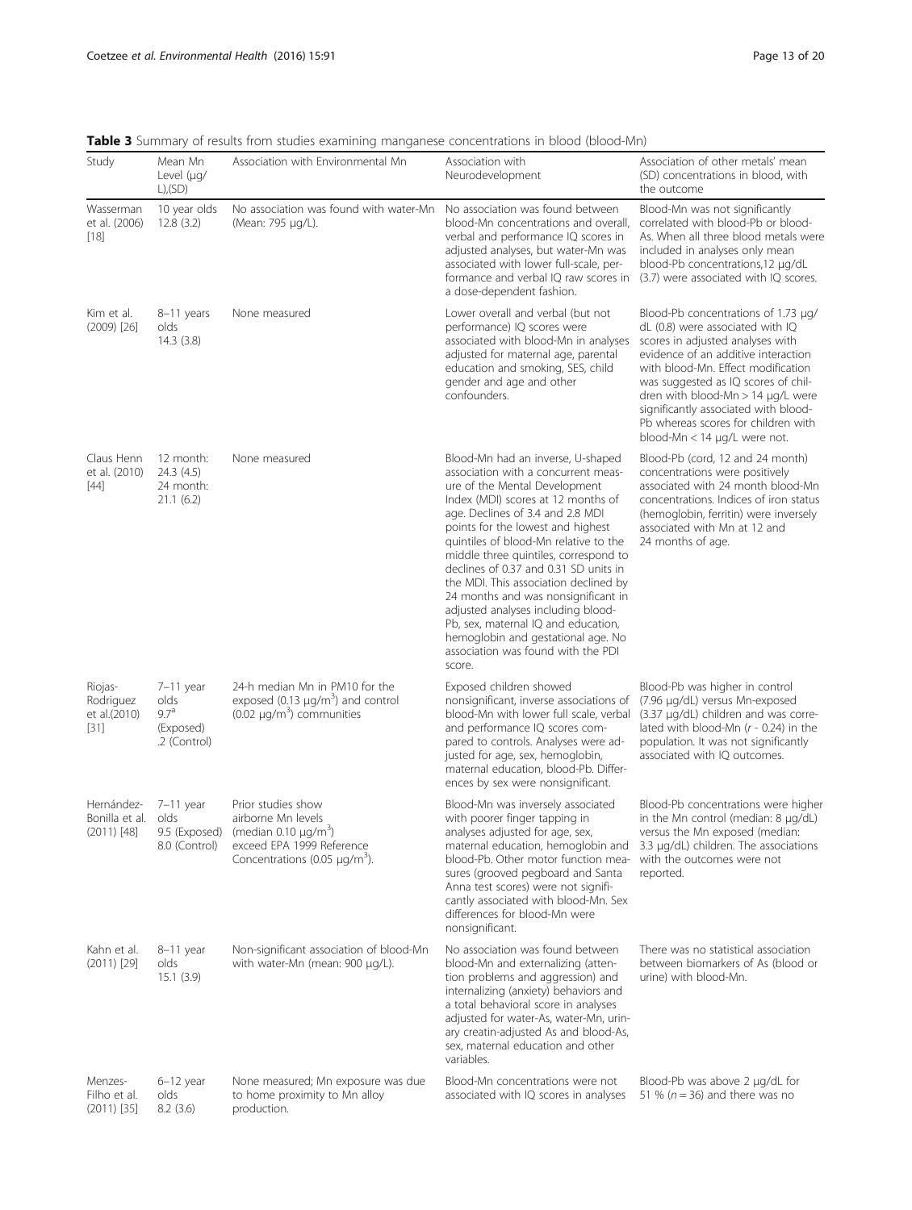**Table 3** Summary of results from studies examining manganese concentrations in blood (blood-Mn)

| Study | Mean Mn Level (μg/L),(SD) | Association with Environmental Mn | Association with Neurodevelopment | Association of other metals' mean (SD) concentrations in blood, with the outcome |
|---|---|---|---|---|
| Wasserman et al. (2006) [18] | 10 year olds 12.8 (3.2) | No association was found with water-Mn (Mean: 795 μg/L). | No association was found between blood-Mn concentrations and overall, verbal and performance IQ scores in adjusted analyses, but water-Mn was associated with lower full-scale, performance and verbal IQ raw scores in a dose-dependent fashion. | Blood-Mn was not significantly correlated with blood-Pb or blood-As. When all three blood metals were included in analyses only mean blood-Pb concentrations,12 μg/dL (3.7) were associated with IQ scores. |
| Kim et al. (2009) [26] | 8–11 years olds 14.3 (3.8) | None measured | Lower overall and verbal (but not performance) IQ scores were associated with blood-Mn in analyses adjusted for maternal age, parental education and smoking, SES, child gender and age and other confounders. | Blood-Pb concentrations of 1.73 μg/dL (0.8) were associated with IQ scores in adjusted analyses with evidence of an additive interaction with blood-Mn. Effect modification was suggested as IQ scores of children with blood-Mn > 14 μg/L were significantly associated with blood-Pb whereas scores for children with blood-Mn < 14 μg/L were not. |
| Claus Henn et al. (2010) [44] | 12 month: 24.3 (4.5) 24 month: 21.1 (6.2) | None measured | Blood-Mn had an inverse, U-shaped association with a concurrent measure of the Mental Development Index (MDI) scores at 12 months of age. Declines of 3.4 and 2.8 MDI points for the lowest and highest quintiles of blood-Mn relative to the middle three quintiles, correspond to declines of 0.37 and 0.31 SD units in the MDI. This association declined by 24 months and was nonsignificant in adjusted analyses including blood-Pb, sex, maternal IQ and education, hemoglobin and gestational age. No association was found with the PDI score. | Blood-Pb (cord, 12 and 24 month) concentrations were positively associated with 24 month blood-Mn concentrations. Indices of iron status (hemoglobin, ferritin) were inversely associated with Mn at 12 and 24 months of age. |
| Riojas-Rodriguez et al.(2010) [31] | 7–11 year olds 9.7[a] (Exposed) .2 (Control) | 24-h median Mn in PM10 for the exposed (0.13 μg/m$^3$) and control (0.02 μg/m$^3$) communities | Exposed children showed nonsignificant, inverse associations of blood-Mn with lower full scale, verbal and performance IQ scores compared to controls. Analyses were adjusted for age, sex, hemoglobin, maternal education, blood-Pb. Differences by sex were nonsignificant. | Blood-Pb was higher in control (7.96 μg/dL) versus Mn-exposed (3.37 μg/dL) children and was correlated with blood-Mn ($r$ - 0.24) in the population. It was not significantly associated with IQ outcomes. |
| Hernández-Bonilla et al. (2011) [48] | 7–11 year olds 9.5 (Exposed) 8.0 (Control) | Prior studies show airborne Mn levels (median 0.10 μg/m$^3$) exceed EPA 1999 Reference Concentrations (0.05 μg/m$^3$). | Blood-Mn was inversely associated with poorer finger tapping in analyses adjusted for age, sex, maternal education, hemoglobin and blood-Pb. Other motor function measures (grooved pegboard and Santa Anna test scores) were not significantly associated with blood-Mn. Sex differences for blood-Mn were nonsignificant. | Blood-Pb concentrations were higher in the Mn control (median: 8 μg/dL) versus the Mn exposed (median: 3.3 μg/dL) children. The associations with the outcomes were not reported. |
| Kahn et al. (2011) [29] | 8–11 year olds 15.1 (3.9) | Non-significant association of blood-Mn with water-Mn (mean: 900 μg/L). | No association was found between blood-Mn and externalizing (attention problems and aggression) and internalizing (anxiety) behaviors and a total behavioral score in analyses adjusted for water-As, water-Mn, urinary creatin-adjusted As and blood-As, sex, maternal education and other variables. | There was no statistical association between biomarkers of As (blood or urine) with blood-Mn. |
| Menzes-Filho et al. (2011) [35] | 6–12 year olds 8.2 (3.6) | None measured; Mn exposure was due to home proximity to Mn alloy production. | Blood-Mn concentrations were not associated with IQ scores in analyses | Blood-Pb was above 2 μg/dL for 51 % ($n$ = 36) and there was no |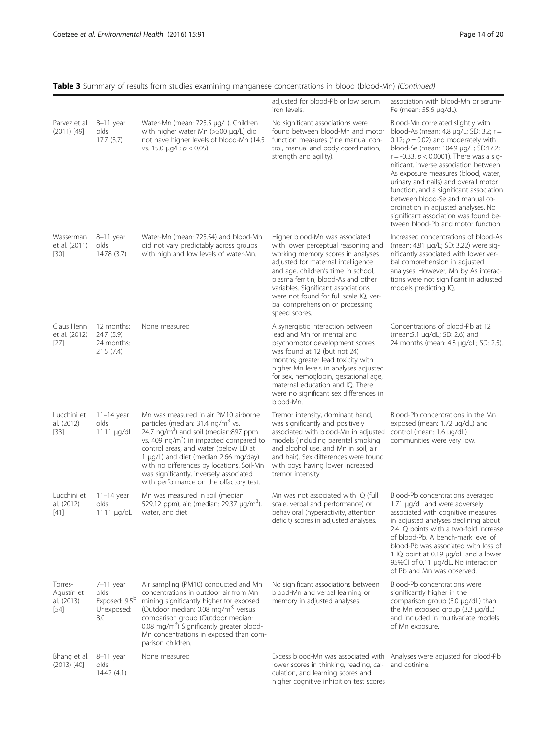**Table 3** Summary of results from studies examining manganese concentrations in blood (blood-Mn) *(Continued)*

| | | | | |
|---|---|---|---|---|
| | | | adjusted for blood-Pb or low serum iron levels. | association with blood-Mn or serum-Fe (mean: 55.6 μg/dL). |
| Parvez et al. (2011) [49] | 8–11 year olds 17.7 (3.7) | Water-Mn (mean: 725.5 μg/L). Children with higher water Mn (>500 μg/L) did not have higher levels of blood-Mn (14.5 vs. 15.0 μg/L; $p < 0.05$). | No significant associations were found between blood-Mn and motor function measures (fine manual control, manual and body coordination, strength and agility). | Blood-Mn correlated slightly with blood-As (mean: 4.8 μg/L; SD: 3.2; $r = 0.12$; $p = 0.02$) and moderately with blood-Se (mean: 104.9 μg/L; SD:17.2; $r = -0.33$, $p < 0.0001$). There was a significant, inverse association between As exposure measures (blood, water, urinary and nails) and overall motor function, and a significant association between blood-Se and manual co-ordination in adjusted analyses. No significant association was found between blood-Pb and motor function. |
| Wasserman et al. (2011) [30] | 8–11 year olds 14.78 (3.7) | Water-Mn (mean: 725.54) and blood-Mn did not vary predictably across groups with high and low levels of water-Mn. | Higher blood-Mn was associated with lower perceptual reasoning and working memory scores in analyses adjusted for maternal intelligence and age, children's time in school, plasma ferritin, blood-As and other variables. Significant associations were not found for full scale IQ, verbal comprehension or processing speed scores. | Increased concentrations of blood-As (mean: 4.81 μg/L; SD: 3.22) were significantly associated with lower verbal comprehension in adjusted analyses. However, Mn by As interactions were not significant in adjusted models predicting IQ. |
| Claus Henn et al. (2012) [27] | 12 months: 24.7 (5.9) 24 months: 21.5 (7.4) | None measured | A synergistic interaction between lead and Mn for mental and psychomotor development scores was found at 12 (but not 24) months; greater lead toxicity with higher Mn levels in analyses adjusted for sex, hemoglobin, gestational age, maternal education and IQ. There were no significant sex differences in blood-Mn. | Concentrations of blood-Pb at 12 (mean:5.1 μg/dL; SD: 2.6) and 24 months (mean: 4.8 μg/dL; SD: 2.5). |
| Lucchini et al. (2012) [33] | 11–14 year olds 11.11 μg/dL | Mn was measured in air PM10 airborne particles (median: 31.4 ng/m$^3$ vs. 24.7 ng/m$^3$) and soil (median:897 ppm vs. 409 ng/m$^3$) in impacted compared to control areas, and water (below LD at 1 μg/L) and diet (median 2.66 mg/day) with no differences by locations. Soil-Mn was significantly, inversely associated with performance on the olfactory test. | Tremor intensity, dominant hand, was significantly and positively associated with blood-Mn in adjusted models (including parental smoking and alcohol use, and Mn in soil, air and hair). Sex differences were found with boys having lower increased tremor intensity. | Blood-Pb concentrations in the Mn exposed (mean: 1.72 μg/dL) and control (mean: 1.6 μg/dL) communities were very low. |
| Lucchini et al. (2012) [41] | 11–14 year olds 11.11 μg/dL | Mn was measured in soil (median: 529.12 ppm), air: (median: 29.37 μg/m$^3$), water, and diet | Mn was not associated with IQ (full scale, verbal and performance) or behavioral (hyperactivity, attention deficit) scores in adjusted analyses. | Blood-Pb concentrations averaged 1.71 μg/dL and were adversely associated with cognitive measures in adjusted analyses declining about 2.4 IQ points with a two-fold increase of blood-Pb. A bench-mark level of blood-Pb was associated with loss of 1 IQ point at 0.19 μg/dL and a lower 95%CI of 0.11 μg/dL. No interaction of Pb and Mn was observed. |
| Torres-Agustín et al. (2013) [54] | 7–11 year olds Exposed: 9.5[b] Unexposed: 8.0 | Air sampling (PM10) conducted and Mn concentrations in outdoor air from Mn mining significantly higher for exposed (Outdoor median: 0.08 mg/m$^3$) versus comparison group (Outdoor median: 0.08 mg/m$^3$) Significantly greater blood-Mn concentrations in exposed than comparison children. | No significant associations between blood-Mn and verbal learning or memory in adjusted analyses. | Blood-Pb concentrations were significantly higher in the comparison group (8.0 μg/dL) than the Mn exposed group (3.3 μg/dL) and included in multivariate models of Mn exposure. |
| Bhang et al. (2013) [40] | 8–11 year olds 14.42 (4.1) | None measured | Excess blood-Mn was associated with lower scores in thinking, reading, calculation, and learning scores and higher cognitive inhibition test scores | Analyses were adjusted for blood-Pb and cotinine. |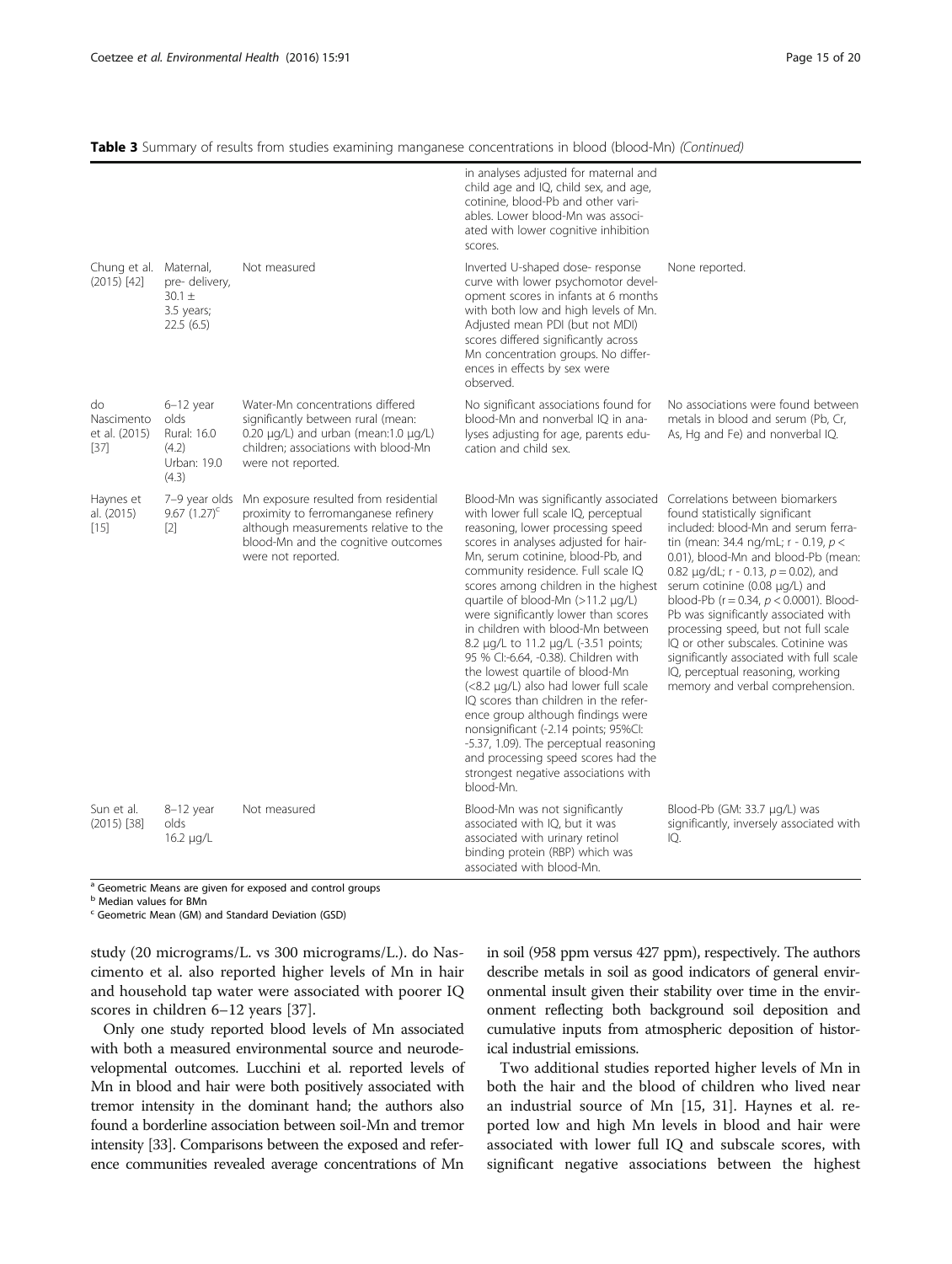**Table 3** Summary of results from studies examining manganese concentrations in blood (blood-Mn) *(Continued)*

| | | | | |
|---|---|---|---|---|
| | | | in analyses adjusted for maternal and child age and IQ, child sex, and age, cotinine, blood-Pb and other variables. Lower blood-Mn was associated with lower cognitive inhibition scores. | |
| Chung et al. (2015) [42] | Maternal, pre- delivery, 30.1 ± 3.5 years; 22.5 (6.5) | Not measured | Inverted U-shaped dose- response curve with lower psychomotor development scores in infants at 6 months with both low and high levels of Mn. Adjusted mean PDI (but not MDI) scores differed significantly across Mn concentration groups. No differences in effects by sex were observed. | None reported. |
| do Nascimento et al. (2015) [37] | 6–12 year olds Rural: 16.0 (4.2) Urban: 19.0 (4.3) | Water-Mn concentrations differed significantly between rural (mean: 0.20 μg/L) and urban (mean:1.0 μg/L) children; associations with blood-Mn were not reported. | No significant associations found for blood-Mn and nonverbal IQ in analyses adjusting for age, parents education and child sex. | No associations were found between metals in blood and serum (Pb, Cr, As, Hg and Fe) and nonverbal IQ. |
| Haynes et al. (2015) [15] | 7–9 year olds 9.67 (1.27)[c] [2] | Mn exposure resulted from residential proximity to ferromanganese refinery although measurements relative to the blood-Mn and the cognitive outcomes were not reported. | Blood-Mn was significantly associated with lower full scale IQ, perceptual reasoning, lower processing speed scores in analyses adjusted for hair-Mn, serum cotinine, blood-Pb, and community residence. Full scale IQ scores among children in the highest quartile of blood-Mn (>11.2 μg/L) were significantly lower than scores in children with blood-Mn between 8.2 μg/L to 11.2 μg/L (-3.51 points; 95 % CI:-6.64, -0.38). Children with the lowest quartile of blood-Mn (<8.2 μg/L) also had lower full scale IQ scores than children in the reference group although findings were nonsignificant (-2.14 points; 95%CI: -5.37, 1.09). The perceptual reasoning and processing speed scores had the strongest negative associations with blood-Mn. | Correlations between biomarkers found statistically significant included: blood-Mn and serum ferratin (mean: 34.4 ng/mL; r - 0.19, $p < 0.01$), blood-Mn and blood-Pb (mean: 0.82 μg/dL; r - 0.13, $p = 0.02$), and serum cotinine (0.08 μg/L) and blood-Pb ($r = 0.34$, $p < 0.0001$). Blood-Pb was significantly associated with processing speed, but not full scale IQ or other subscales. Cotinine was significantly associated with full scale IQ, perceptual reasoning, working memory and verbal comprehension. |
| Sun et al. (2015) [38] | 8–12 year olds 16.2 μg/L | Not measured | Blood-Mn was not significantly associated with IQ, but it was associated with urinary retinol binding protein (RBP) which was associated with blood-Mn. | Blood-Pb (GM: 33.7 μg/L) was significantly, inversely associated with IQ. |

[a] Geometric Means are given for exposed and control groups
[b] Median values for BMn
[c] Geometric Mean (GM) and Standard Deviation (GSD)

study (20 micrograms/L. vs 300 micrograms/L.). do Nascimento et al. also reported higher levels of Mn in hair and household tap water were associated with poorer IQ scores in children 6–12 years [37].

Only one study reported blood levels of Mn associated with both a measured environmental source and neurodevelopmental outcomes. Lucchini et al. reported levels of Mn in blood and hair were both positively associated with tremor intensity in the dominant hand; the authors also found a borderline association between soil-Mn and tremor intensity [33]. Comparisons between the exposed and reference communities revealed average concentrations of Mn in soil (958 ppm versus 427 ppm), respectively. The authors describe metals in soil as good indicators of general environmental insult given their stability over time in the environment reflecting both background soil deposition and cumulative inputs from atmospheric deposition of historical industrial emissions.

Two additional studies reported higher levels of Mn in both the hair and the blood of children who lived near an industrial source of Mn [15, 31]. Haynes et al. reported low and high Mn levels in blood and hair were associated with lower full IQ and subscale scores, with significant negative associations between the highest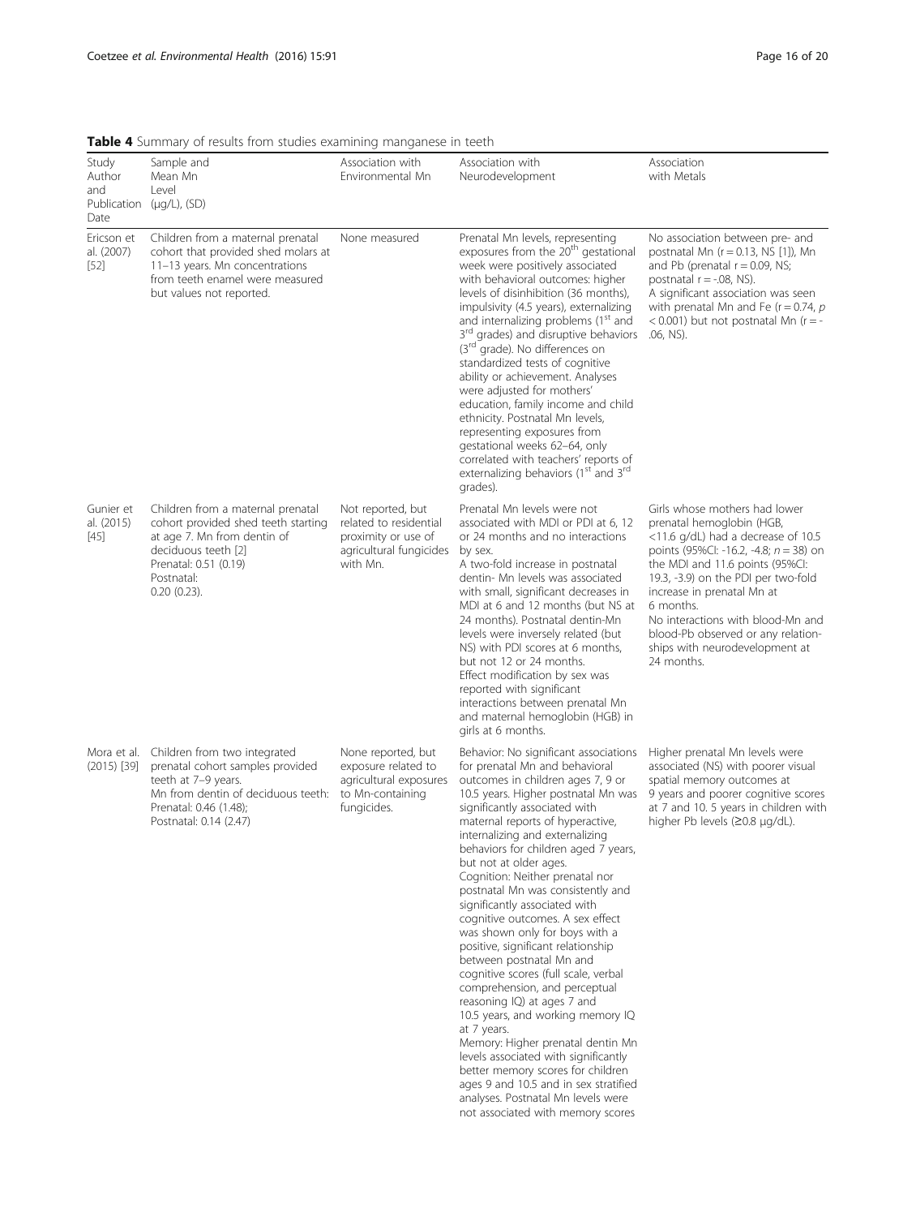**Table 4** Summary of results from studies examining manganese in teeth

| Study Author and Publication Date | Sample and Mean Mn Level (μg/L), (SD) | Association with Environmental Mn | Association with Neurodevelopment | Association with Metals |
|---|---|---|---|---|
| Ericson et al. (2007) [52] | Children from a maternal prenatal cohort that provided shed molars at 11–13 years. Mn concentrations from teeth enamel were measured but values not reported. | None measured | Prenatal Mn levels, representing exposures from the 20th gestational week were positively associated with behavioral outcomes: higher levels of disinhibition (36 months), impulsivity (4.5 years), externalizing and internalizing problems (1st and 3rd grades) and disruptive behaviors (3rd grade). No differences on standardized tests of cognitive ability or achievement. Analyses were adjusted for mothers' education, family income and child ethnicity. Postnatal Mn levels, representing exposures from gestational weeks 62–64, only correlated with teachers' reports of externalizing behaviors (1st and 3rd grades). | No association between pre- and postnatal Mn ($r = 0.13$, NS [1]), Mn and Pb (prenatal $r = 0.09$, NS; postnatal $r = -.08$, NS). A significant association was seen with prenatal Mn and Fe ($r = 0.74$, $p < 0.001$) but not postnatal Mn ($r = -.06$, NS). |
| Gunier et al. (2015) [45] | Children from a maternal prenatal cohort provided shed teeth starting at age 7. Mn from dentin of deciduous teeth [2] Prenatal: 0.51 (0.19) Postnatal: 0.20 (0.23). | Not reported, but related to residential proximity or use of agricultural fungicides with Mn. | Prenatal Mn levels were not associated with MDI or PDI at 6, 12 or 24 months and no interactions by sex. A two-fold increase in postnatal dentin- Mn levels was associated with small, significant decreases in MDI at 6 and 12 months (but NS at 24 months). Postnatal dentin-Mn levels were inversely related (but NS) with PDI scores at 6 months, but not 12 or 24 months. Effect modification by sex was reported with significant interactions between prenatal Mn and maternal hemoglobin (HGB) in girls at 6 months. | Girls whose mothers had lower prenatal hemoglobin (HGB, <11.6 g/dL) had a decrease of 10.5 points (95%CI: -16.2, -4.8; $n = 38$) on the MDI and 11.6 points (95%CI: 19.3, -3.9) on the PDI per two-fold increase in prenatal Mn at 6 months. No interactions with blood-Mn and blood-Pb observed or any relationships with neurodevelopment at 24 months. |
| Mora et al. (2015) [39] | Children from two integrated prenatal cohort samples provided teeth at 7–9 years. Mn from dentin of deciduous teeth: Prenatal: 0.46 (1.48); Postnatal: 0.14 (2.47) | None reported, but exposure related to agricultural exposures to Mn-containing fungicides. | Behavior: No significant associations for prenatal Mn and behavioral outcomes in children ages 7, 9 or 10.5 years. Higher postnatal Mn was significantly associated with maternal reports of hyperactive, internalizing and externalizing behaviors for children aged 7 years, but not at older ages. Cognition: Neither prenatal nor postnatal Mn was consistently and significantly associated with cognitive outcomes. A sex effect was shown only for boys with a positive, significant relationship between postnatal Mn and cognitive scores (full scale, verbal comprehension, and perceptual reasoning IQ) at ages 7 and 10.5 years, and working memory IQ at 7 years. Memory: Higher prenatal dentin Mn levels associated with significantly better memory scores for children ages 9 and 10.5 and in sex stratified analyses. Postnatal Mn levels were not associated with memory scores | Higher prenatal Mn levels were associated (NS) with poorer visual spatial memory outcomes at 9 years and poorer cognitive scores at 7 and 10. 5 years in children with higher Pb levels (≥0.8 μg/dL). |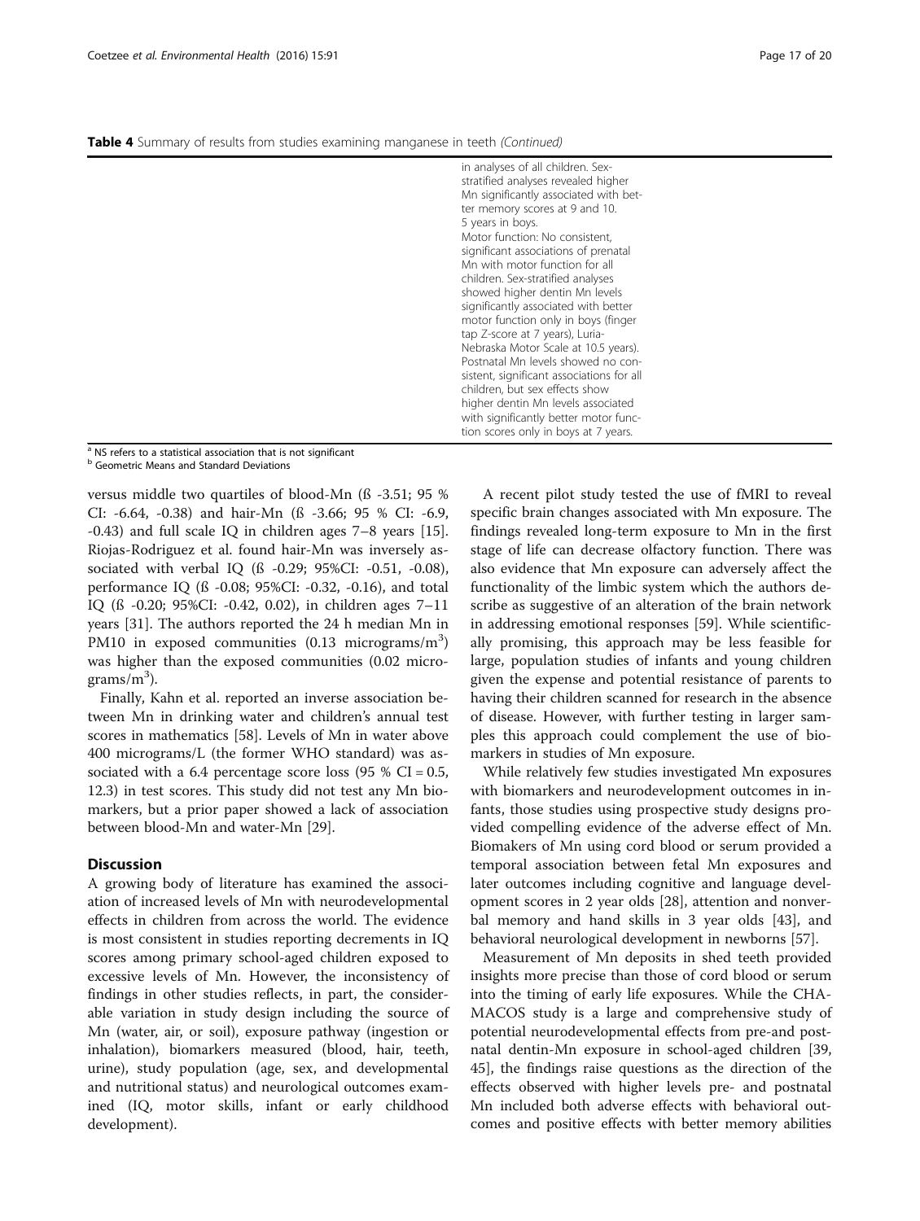**Table 4** Summary of results from studies examining manganese in teeth *(Continued)*

| | | | |
|---|---|---|---|
| | | in analyses of all children. Sex-stratified analyses revealed higher Mn significantly associated with better memory scores at 9 and 10. 5 years in boys.<br>Motor function: No consistent, significant associations of prenatal Mn with motor function for all children. Sex-stratified analyses showed higher dentin Mn levels significantly associated with better motor function only in boys (finger tap Z-score at 7 years), Luria-Nebraska Motor Scale at 10.5 years). Postnatal Mn levels showed no consistent, significant associations for all children, but sex effects show higher dentin Mn levels associated with significantly better motor function scores only in boys at 7 years. | |

[a] NS refers to a statistical association that is not significant
[b] Geometric Means and Standard Deviations

versus middle two quartiles of blood-Mn (ß -3.51; 95 % CI: -6.64, -0.38) and hair-Mn (ß -3.66; 95 % CI: -6.9, -0.43) and full scale IQ in children ages 7–8 years [15]. Riojas-Rodriguez et al. found hair-Mn was inversely associated with verbal IQ (ß -0.29; 95%CI: -0.51, -0.08), performance IQ (ß -0.08; 95%CI: -0.32, -0.16), and total IQ (ß -0.20; 95%CI: -0.42, 0.02), in children ages 7–11 years [31]. The authors reported the 24 h median Mn in PM10 in exposed communities (0.13 micrograms/m$^3$) was higher than the exposed communities (0.02 micrograms/m$^3$).

Finally, Kahn et al. reported an inverse association between Mn in drinking water and children's annual test scores in mathematics [58]. Levels of Mn in water above 400 micrograms/L (the former WHO standard) was associated with a 6.4 percentage score loss (95 % CI = 0.5, 12.3) in test scores. This study did not test any Mn biomarkers, but a prior paper showed a lack of association between blood-Mn and water-Mn [29].

## Discussion

A growing body of literature has examined the association of increased levels of Mn with neurodevelopmental effects in children from across the world. The evidence is most consistent in studies reporting decrements in IQ scores among primary school-aged children exposed to excessive levels of Mn. However, the inconsistency of findings in other studies reflects, in part, the considerable variation in study design including the source of Mn (water, air, or soil), exposure pathway (ingestion or inhalation), biomarkers measured (blood, hair, teeth, urine), study population (age, sex, and developmental and nutritional status) and neurological outcomes examined (IQ, motor skills, infant or early childhood development).

A recent pilot study tested the use of fMRI to reveal specific brain changes associated with Mn exposure. The findings revealed long-term exposure to Mn in the first stage of life can decrease olfactory function. There was also evidence that Mn exposure can adversely affect the functionality of the limbic system which the authors describe as suggestive of an alteration of the brain network in addressing emotional responses [59]. While scientifically promising, this approach may be less feasible for large, population studies of infants and young children given the expense and potential resistance of parents to having their children scanned for research in the absence of disease. However, with further testing in larger samples this approach could complement the use of biomarkers in studies of Mn exposure.

While relatively few studies investigated Mn exposures with biomarkers and neurodevelopment outcomes in infants, those studies using prospective study designs provided compelling evidence of the adverse effect of Mn. Biomakers of Mn using cord blood or serum provided a temporal association between fetal Mn exposures and later outcomes including cognitive and language development scores in 2 year olds [28], attention and nonverbal memory and hand skills in 3 year olds [43], and behavioral neurological development in newborns [57].

Measurement of Mn deposits in shed teeth provided insights more precise than those of cord blood or serum into the timing of early life exposures. While the CHAMACOS study is a large and comprehensive study of potential neurodevelopmental effects from pre-and postnatal dentin-Mn exposure in school-aged children [39, 45], the findings raise questions as the direction of the effects observed with higher levels pre- and postnatal Mn included both adverse effects with behavioral outcomes and positive effects with better memory abilities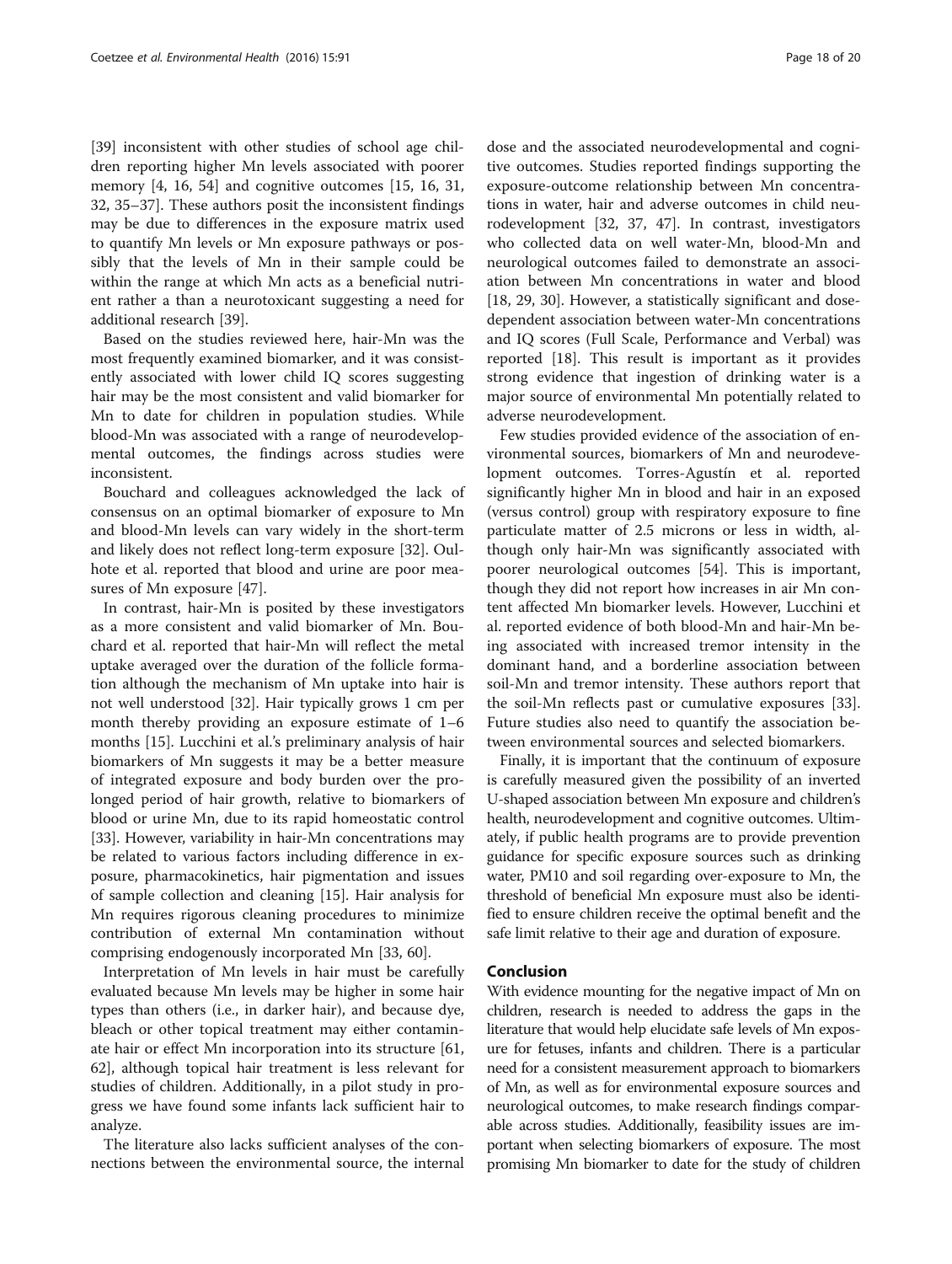[39] inconsistent with other studies of school age children reporting higher Mn levels associated with poorer memory [4, 16, 54] and cognitive outcomes [15, 16, 31, 32, 35–37]. These authors posit the inconsistent findings may be due to differences in the exposure matrix used to quantify Mn levels or Mn exposure pathways or possibly that the levels of Mn in their sample could be within the range at which Mn acts as a beneficial nutrient rather a than a neurotoxicant suggesting a need for additional research [39].

Based on the studies reviewed here, hair-Mn was the most frequently examined biomarker, and it was consistently associated with lower child IQ scores suggesting hair may be the most consistent and valid biomarker for Mn to date for children in population studies. While blood-Mn was associated with a range of neurodevelopmental outcomes, the findings across studies were inconsistent.

Bouchard and colleagues acknowledged the lack of consensus on an optimal biomarker of exposure to Mn and blood-Mn levels can vary widely in the short-term and likely does not reflect long-term exposure [32]. Oulhote et al. reported that blood and urine are poor measures of Mn exposure [47].

In contrast, hair-Mn is posited by these investigators as a more consistent and valid biomarker of Mn. Bouchard et al. reported that hair-Mn will reflect the metal uptake averaged over the duration of the follicle formation although the mechanism of Mn uptake into hair is not well understood [32]. Hair typically grows 1 cm per month thereby providing an exposure estimate of 1–6 months [15]. Lucchini et al.'s preliminary analysis of hair biomarkers of Mn suggests it may be a better measure of integrated exposure and body burden over the prolonged period of hair growth, relative to biomarkers of blood or urine Mn, due to its rapid homeostatic control [33]. However, variability in hair-Mn concentrations may be related to various factors including difference in exposure, pharmacokinetics, hair pigmentation and issues of sample collection and cleaning [15]. Hair analysis for Mn requires rigorous cleaning procedures to minimize contribution of external Mn contamination without comprising endogenously incorporated Mn [33, 60].

Interpretation of Mn levels in hair must be carefully evaluated because Mn levels may be higher in some hair types than others (i.e., in darker hair), and because dye, bleach or other topical treatment may either contaminate hair or effect Mn incorporation into its structure [61, 62], although topical hair treatment is less relevant for studies of children. Additionally, in a pilot study in progress we have found some infants lack sufficient hair to analyze.

The literature also lacks sufficient analyses of the connections between the environmental source, the internal dose and the associated neurodevelopmental and cognitive outcomes. Studies reported findings supporting the exposure-outcome relationship between Mn concentrations in water, hair and adverse outcomes in child neurodevelopment [32, 37, 47]. In contrast, investigators who collected data on well water-Mn, blood-Mn and neurological outcomes failed to demonstrate an association between Mn concentrations in water and blood [18, 29, 30]. However, a statistically significant and dose-dependent association between water-Mn concentrations and IQ scores (Full Scale, Performance and Verbal) was reported [18]. This result is important as it provides strong evidence that ingestion of drinking water is a major source of environmental Mn potentially related to adverse neurodevelopment.

Few studies provided evidence of the association of environmental sources, biomarkers of Mn and neurodevelopment outcomes. Torres-Agustín et al. reported significantly higher Mn in blood and hair in an exposed (versus control) group with respiratory exposure to fine particulate matter of 2.5 microns or less in width, although only hair-Mn was significantly associated with poorer neurological outcomes [54]. This is important, though they did not report how increases in air Mn content affected Mn biomarker levels. However, Lucchini et al. reported evidence of both blood-Mn and hair-Mn being associated with increased tremor intensity in the dominant hand, and a borderline association between soil-Mn and tremor intensity. These authors report that the soil-Mn reflects past or cumulative exposures [33]. Future studies also need to quantify the association between environmental sources and selected biomarkers.

Finally, it is important that the continuum of exposure is carefully measured given the possibility of an inverted U-shaped association between Mn exposure and children's health, neurodevelopment and cognitive outcomes. Ultimately, if public health programs are to provide prevention guidance for specific exposure sources such as drinking water, PM10 and soil regarding over-exposure to Mn, the threshold of beneficial Mn exposure must also be identified to ensure children receive the optimal benefit and the safe limit relative to their age and duration of exposure.

## Conclusion

With evidence mounting for the negative impact of Mn on children, research is needed to address the gaps in the literature that would help elucidate safe levels of Mn exposure for fetuses, infants and children. There is a particular need for a consistent measurement approach to biomarkers of Mn, as well as for environmental exposure sources and neurological outcomes, to make research findings comparable across studies. Additionally, feasibility issues are important when selecting biomarkers of exposure. The most promising Mn biomarker to date for the study of children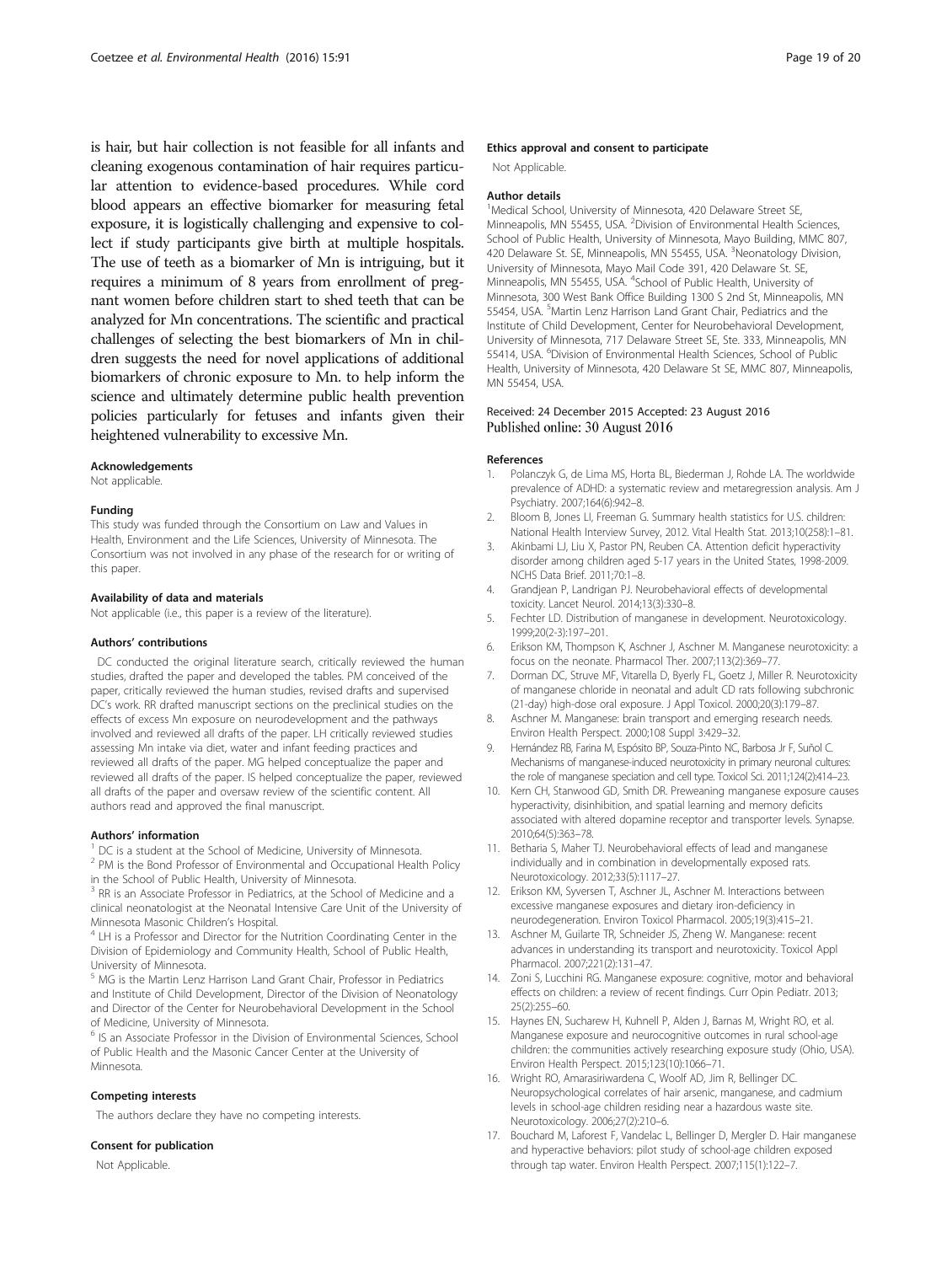is hair, but hair collection is not feasible for all infants and cleaning exogenous contamination of hair requires particular attention to evidence-based procedures. While cord blood appears an effective biomarker for measuring fetal exposure, it is logistically challenging and expensive to collect if study participants give birth at multiple hospitals. The use of teeth as a biomarker of Mn is intriguing, but it requires a minimum of 8 years from enrollment of pregnant women before children start to shed teeth that can be analyzed for Mn concentrations. The scientific and practical challenges of selecting the best biomarkers of Mn in children suggests the need for novel applications of additional biomarkers of chronic exposure to Mn. to help inform the science and ultimately determine public health prevention policies particularly for fetuses and infants given their heightened vulnerability to excessive Mn.

#### Acknowledgements
Not applicable.

#### Funding
This study was funded through the Consortium on Law and Values in Health, Environment and the Life Sciences, University of Minnesota. The Consortium was not involved in any phase of the research for or writing of this paper.

#### Availability of data and materials
Not applicable (i.e., this paper is a review of the literature).

#### Authors' contributions
DC conducted the original literature search, critically reviewed the human studies, drafted the paper and developed the tables. PM conceived of the paper, critically reviewed the human studies, revised drafts and supervised DC's work. RR drafted manuscript sections on the preclinical studies on the effects of excess Mn exposure on neurodevelopment and the pathways involved and reviewed all drafts of the paper. LH critically reviewed studies assessing Mn intake via diet, water and infant feeding practices and reviewed all drafts of the paper. MG helped conceptualize the paper and reviewed all drafts of the paper. IS helped conceptualize the paper, reviewed all drafts of the paper and oversaw review of the scientific content. All authors read and approved the final manuscript.

#### Authors' information
[1] DC is a student at the School of Medicine, University of Minnesota.
[2] PM is the Bond Professor of Environmental and Occupational Health Policy in the School of Public Health, University of Minnesota.
[3] RR is an Associate Professor in Pediatrics, at the School of Medicine and a clinical neonatologist at the Neonatal Intensive Care Unit of the University of Minnesota Masonic Children's Hospital.
[4] LH is a Professor and Director for the Nutrition Coordinating Center in the Division of Epidemiology and Community Health, School of Public Health, University of Minnesota.
[5] MG is the Martin Lenz Harrison Land Grant Chair, Professor in Pediatrics and Institute of Child Development, Director of the Division of Neonatology and Director of the Center for Neurobehavioral Development in the School of Medicine, University of Minnesota.
[6] IS an Associate Professor in the Division of Environmental Sciences, School of Public Health and the Masonic Cancer Center at the University of Minnesota.

#### Competing interests
The authors declare they have no competing interests.

#### Consent for publication
Not Applicable.

#### Ethics approval and consent to participate
Not Applicable.

#### Author details
[1]Medical School, University of Minnesota, 420 Delaware Street SE, Minneapolis, MN 55455, USA. [2]Division of Environmental Health Sciences, School of Public Health, University of Minnesota, Mayo Building, MMC 807, 420 Delaware St. SE, Minneapolis, MN 55455, USA. [3]Neonatology Division, University of Minnesota, Mayo Mail Code 391, 420 Delaware St. SE, Minneapolis, MN 55455, USA. [4]School of Public Health, University of Minnesota, 300 West Bank Office Building 1300 S 2nd St, Minneapolis, MN 55454, USA. [5]Martin Lenz Harrison Land Grant Chair, Pediatrics and the Institute of Child Development, Center for Neurobehavioral Development, University of Minnesota, 717 Delaware Street SE, Ste. 333, Minneapolis, MN 55414, USA. [6]Division of Environmental Health Sciences, School of Public Health, University of Minnesota, 420 Delaware St SE, MMC 807, Minneapolis, MN 55454, USA.

Received: 24 December 2015 Accepted: 23 August 2016
Published online: 30 August 2016

#### References
1. Polanczyk G, de Lima MS, Horta BL, Biederman J, Rohde LA. The worldwide prevalence of ADHD: a systematic review and metaregression analysis. Am J Psychiatry. 2007;164(6):942–8.
2. Bloom B, Jones LI, Freeman G. Summary health statistics for U.S. children: National Health Interview Survey, 2012. Vital Health Stat. 2013;10(258):1–81.
3. Akinbami LJ, Liu X, Pastor PN, Reuben CA. Attention deficit hyperactivity disorder among children aged 5-17 years in the United States, 1998-2009. NCHS Data Brief. 2011;70:1–8.
4. Grandjean P, Landrigan PJ. Neurobehavioral effects of developmental toxicity. Lancet Neurol. 2014;13(3):330–8.
5. Fechter LD. Distribution of manganese in development. Neurotoxicology. 1999;20(2-3):197–201.
6. Erikson KM, Thompson K, Aschner J, Aschner M. Manganese neurotoxicity: a focus on the neonate. Pharmacol Ther. 2007;113(2):369–77.
7. Dorman DC, Struve MF, Vitarella D, Byerly FL, Goetz J, Miller R. Neurotoxicity of manganese chloride in neonatal and adult CD rats following subchronic (21-day) high-dose oral exposure. J Appl Toxicol. 2000;20(3):179–87.
8. Aschner M. Manganese: brain transport and emerging research needs. Environ Health Perspect. 2000;108 Suppl 3:429–32.
9. Hernández RB, Farina M, Espósito BP, Souza-Pinto NC, Barbosa Jr F, Suñol C. Mechanisms of manganese-induced neurotoxicity in primary neuronal cultures: the role of manganese speciation and cell type. Toxicol Sci. 2011;124(2):414–23.
10. Kern CH, Stanwood GD, Smith DR. Preweaning manganese exposure causes hyperactivity, disinhibition, and spatial learning and memory deficits associated with altered dopamine receptor and transporter levels. Synapse. 2010;64(5):363–78.
11. Betharia S, Maher TJ. Neurobehavioral effects of lead and manganese individually and in combination in developmentally exposed rats. Neurotoxicology. 2012;33(5):1117–27.
12. Erikson KM, Syversen T, Aschner JL, Aschner M. Interactions between excessive manganese exposures and dietary iron-deficiency in neurodegeneration. Environ Toxicol Pharmacol. 2005;19(3):415–21.
13. Aschner M, Guilarte TR, Schneider JS, Zheng W. Manganese: recent advances in understanding its transport and neurotoxicity. Toxicol Appl Pharmacol. 2007;221(2):131–47.
14. Zoni S, Lucchini RG. Manganese exposure: cognitive, motor and behavioral effects on children: a review of recent findings. Curr Opin Pediatr. 2013; 25(2):255–60.
15. Haynes EN, Sucharew H, Kuhnell P, Alden J, Barnas M, Wright RO, et al. Manganese exposure and neurocognitive outcomes in rural school-age children: the communities actively researching exposure study (Ohio, USA). Environ Health Perspect. 2015;123(10):1066–71.
16. Wright RO, Amarasiriwardena C, Woolf AD, Jim R, Bellinger DC. Neuropsychological correlates of hair arsenic, manganese, and cadmium levels in school-age children residing near a hazardous waste site. Neurotoxicology. 2006;27(2):210–6.
17. Bouchard M, Laforest F, Vandelac L, Bellinger D, Mergler D. Hair manganese and hyperactive behaviors: pilot study of school-age children exposed through tap water. Environ Health Perspect. 2007;115(1):122–7.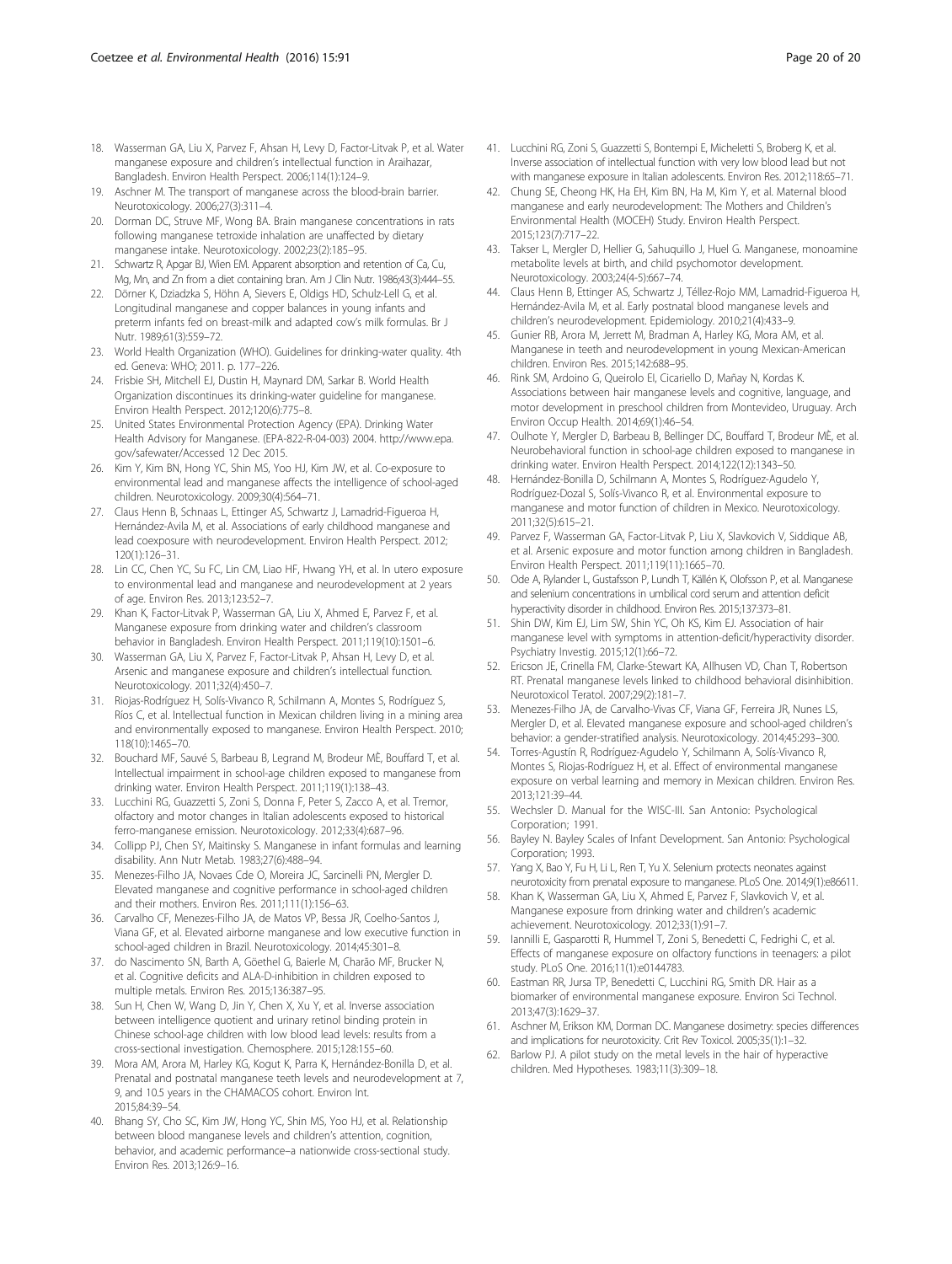18. Wasserman GA, Liu X, Parvez F, Ahsan H, Levy D, Factor-Litvak P, et al. Water manganese exposure and children's intellectual function in Araihazar, Bangladesh. Environ Health Perspect. 2006;114(1):124–9.
19. Aschner M. The transport of manganese across the blood-brain barrier. Neurotoxicology. 2006;27(3):311–4.
20. Dorman DC, Struve MF, Wong BA. Brain manganese concentrations in rats following manganese tetroxide inhalation are unaffected by dietary manganese intake. Neurotoxicology. 2002;23(2):185–95.
21. Schwartz R, Apgar BJ, Wien EM. Apparent absorption and retention of Ca, Cu, Mg, Mn, and Zn from a diet containing bran. Am J Clin Nutr. 1986;43(3):444–55.
22. Dörner K, Dziadzka S, Höhn A, Sievers E, Oldigs HD, Schulz-Lell G, et al. Longitudinal manganese and copper balances in young infants and preterm infants fed on breast-milk and adapted cow's milk formulas. Br J Nutr. 1989;61(3):559–72.
23. World Health Organization (WHO). Guidelines for drinking-water quality. 4th ed. Geneva: WHO; 2011. p. 177–226.
24. Frisbie SH, Mitchell EJ, Dustin H, Maynard DM, Sarkar B. World Health Organization discontinues its drinking-water guideline for manganese. Environ Health Perspect. 2012;120(6):775–8.
25. United States Environmental Protection Agency (EPA). Drinking Water Health Advisory for Manganese. (EPA-822-R-04-003) 2004. http://www.epa.gov/safewater/Accessed 12 Dec 2015.
26. Kim Y, Kim BN, Hong YC, Shin MS, Yoo HJ, Kim JW, et al. Co-exposure to environmental lead and manganese affects the intelligence of school-aged children. Neurotoxicology. 2009;30(4):564–71.
27. Claus Henn B, Schnaas L, Ettinger AS, Schwartz J, Lamadrid-Figueroa H, Hernández-Avila M, et al. Associations of early childhood manganese and lead coexposure with neurodevelopment. Environ Health Perspect. 2012; 120(1):126–31.
28. Lin CC, Chen YC, Su FC, Lin CM, Liao HF, Hwang YH, et al. In utero exposure to environmental lead and manganese and neurodevelopment at 2 years of age. Environ Res. 2013;123:52–7.
29. Khan K, Factor-Litvak P, Wasserman GA, Liu X, Ahmed E, Parvez F, et al. Manganese exposure from drinking water and children's classroom behavior in Bangladesh. Environ Health Perspect. 2011;119(10):1501–6.
30. Wasserman GA, Liu X, Parvez F, Factor-Litvak P, Ahsan H, Levy D, et al. Arsenic and manganese exposure and children's intellectual function. Neurotoxicology. 2011;32(4):450–7.
31. Riojas-Rodríguez H, Solís-Vivanco R, Schilmann A, Montes S, Rodríguez S, Ríos C, et al. Intellectual function in Mexican children living in a mining area and environmentally exposed to manganese. Environ Health Perspect. 2010; 118(10):1465–70.
32. Bouchard MF, Sauvé S, Barbeau B, Legrand M, Brodeur MÈ, Bouffard T, et al. Intellectual impairment in school-age children exposed to manganese from drinking water. Environ Health Perspect. 2011;119(1):138–43.
33. Lucchini RG, Guazzetti S, Zoni S, Donna F, Peter S, Zacco A, et al. Tremor, olfactory and motor changes in Italian adolescents exposed to historical ferro-manganese emission. Neurotoxicology. 2012;33(4):687–96.
34. Collipp PJ, Chen SY, Maitinsky S. Manganese in infant formulas and learning disability. Ann Nutr Metab. 1983;27(6):488–94.
35. Menezes-Filho JA, Novaes Cde O, Moreira JC, Sarcinelli PN, Mergler D. Elevated manganese and cognitive performance in school-aged children and their mothers. Environ Res. 2011;111(1):156–63.
36. Carvalho CF, Menezes-Filho JA, de Matos VP, Bessa JR, Coelho-Santos J, Viana GF, et al. Elevated airborne manganese and low executive function in school-aged children in Brazil. Neurotoxicology. 2014;45:301–8.
37. do Nascimento SN, Barth A, Göethel G, Baierle M, Charão MF, Brucker N, et al. Cognitive deficits and ALA-D-inhibition in children exposed to multiple metals. Environ Res. 2015;136:387–95.
38. Sun H, Chen W, Wang D, Jin Y, Chen X, Xu Y, et al. Inverse association between intelligence quotient and urinary retinol binding protein in Chinese school-age children with low blood lead levels: results from a cross-sectional investigation. Chemosphere. 2015;128:155–60.
39. Mora AM, Arora M, Harley KG, Kogut K, Parra K, Hernández-Bonilla D, et al. Prenatal and postnatal manganese teeth levels and neurodevelopment at 7, 9, and 10.5 years in the CHAMACOS cohort. Environ Int. 2015;84:39–54.
40. Bhang SY, Cho SC, Kim JW, Hong YC, Shin MS, Yoo HJ, et al. Relationship between blood manganese levels and children's attention, cognition, behavior, and academic performance–a nationwide cross-sectional study. Environ Res. 2013;126:9–16.
41. Lucchini RG, Zoni S, Guazzetti S, Bontempi E, Micheletti S, Broberg K, et al. Inverse association of intellectual function with very low blood lead but not with manganese exposure in Italian adolescents. Environ Res. 2012;118:65–71.
42. Chung SE, Cheong HK, Ha EH, Kim BN, Ha M, Kim Y, et al. Maternal blood manganese and early neurodevelopment: The Mothers and Children's Environmental Health (MOCEH) Study. Environ Health Perspect. 2015;123(7):717–22.
43. Takser L, Mergler D, Hellier G, Sahuquillo J, Huel G. Manganese, monoamine metabolite levels at birth, and child psychomotor development. Neurotoxicology. 2003;24(4-5):667–74.
44. Claus Henn B, Ettinger AS, Schwartz J, Téllez-Rojo MM, Lamadrid-Figueroa H, Hernández-Avila M, et al. Early postnatal blood manganese levels and children's neurodevelopment. Epidemiology. 2010;21(4):433–9.
45. Gunier RB, Arora M, Jerrett M, Bradman A, Harley KG, Mora AM, et al. Manganese in teeth and neurodevelopment in young Mexican-American children. Environ Res. 2015;142:688–95.
46. Rink SM, Ardoino G, Queirolo EI, Cicariello D, Mañay N, Kordas K. Associations between hair manganese levels and cognitive, language, and motor development in preschool children from Montevideo, Uruguay. Arch Environ Occup Health. 2014;69(1):46–54.
47. Oulhote Y, Mergler D, Barbeau B, Bellinger DC, Bouffard T, Brodeur MÈ, et al. Neurobehavioral function in school-age children exposed to manganese in drinking water. Environ Health Perspect. 2014;122(12):1343–50.
48. Hernández-Bonilla D, Schilmann A, Montes S, Rodríguez-Agudelo Y, Rodríguez-Dozal S, Solís-Vivanco R, et al. Environmental exposure to manganese and motor function of children in Mexico. Neurotoxicology. 2011;32(5):615–21.
49. Parvez F, Wasserman GA, Factor-Litvak P, Liu X, Slavkovich V, Siddique AB, et al. Arsenic exposure and motor function among children in Bangladesh. Environ Health Perspect. 2011;119(11):1665–70.
50. Ode A, Rylander L, Gustafsson P, Lundh T, Källén K, Olofsson P, et al. Manganese and selenium concentrations in umbilical cord serum and attention deficit hyperactivity disorder in childhood. Environ Res. 2015;137:373–81.
51. Shin DW, Kim EJ, Lim SW, Shin YC, Oh KS, Kim EJ. Association of hair manganese level with symptoms in attention-deficit/hyperactivity disorder. Psychiatry Investig. 2015;12(1):66–72.
52. Ericson JE, Crinella FM, Clarke-Stewart KA, Allhusen VD, Chan T, Robertson RT. Prenatal manganese levels linked to childhood behavioral disinhibition. Neurotoxicol Teratol. 2007;29(2):181–7.
53. Menezes-Filho JA, de Carvalho-Vivas CF, Viana GF, Ferreira JR, Nunes LS, Mergler D, et al. Elevated manganese exposure and school-aged children's behavior: a gender-stratified analysis. Neurotoxicology. 2014;45:293–300.
54. Torres-Agustín R, Rodríguez-Agudelo Y, Schilmann A, Solís-Vivanco R, Montes S, Riojas-Rodríguez H, et al. Effect of environmental manganese exposure on verbal learning and memory in Mexican children. Environ Res. 2013;121:39–44.
55. Wechsler D. Manual for the WISC-III. San Antonio: Psychological Corporation; 1991.
56. Bayley N. Bayley Scales of Infant Development. San Antonio: Psychological Corporation; 1993.
57. Yang X, Bao Y, Fu H, Li L, Ren T, Yu X. Selenium protects neonates against neurotoxicity from prenatal exposure to manganese. PLoS One. 2014;9(1):e86611.
58. Khan K, Wasserman GA, Liu X, Ahmed E, Parvez F, Slavkovich V, et al. Manganese exposure from drinking water and children's academic achievement. Neurotoxicology. 2012;33(1):91–7.
59. Iannilli E, Gasparotti R, Hummel T, Zoni S, Benedetti C, Fedrighi C, et al. Effects of manganese exposure on olfactory functions in teenagers: a pilot study. PLoS One. 2016;11(1):e0144783.
60. Eastman RR, Jursa TP, Benedetti C, Lucchini RG, Smith DR. Hair as a biomarker of environmental manganese exposure. Environ Sci Technol. 2013;47(3):1629–37.
61. Aschner M, Erikson KM, Dorman DC. Manganese dosimetry: species differences and implications for neurotoxicity. Crit Rev Toxicol. 2005;35(1):1–32.
62. Barlow PJ. A pilot study on the metal levels in the hair of hyperactive children. Med Hypotheses. 1983;11(3):309–18.